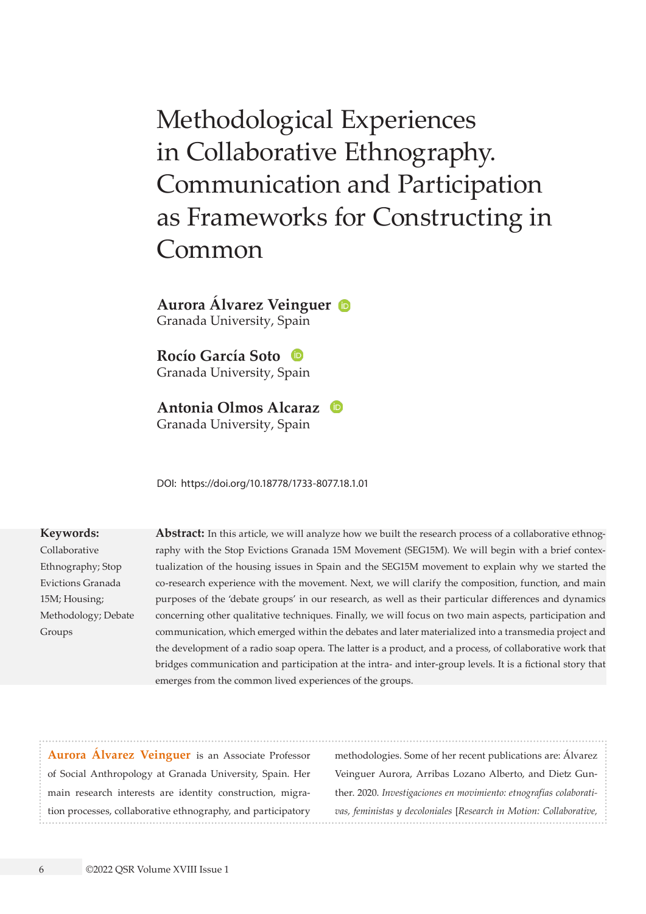# Methodological Experiences in Collaborative Ethnography. Communication and Participation as Frameworks for Constructing in Common

**Aurora Álvarez Veinguer**
Granada University, Spain

**Rocío García Soto**
Granada University, Spain

**Antonia Olmos Alcaraz**
Granada University, Spain

DOI: https://doi.org/10.18778/1733-8077.18.1.01

**Keywords:**
Collaborative Ethnography; Stop Evictions Granada 15M; Housing; Methodology; Debate Groups

**Abstract:** In this article, we will analyze how we built the research process of a collaborative ethnography with the Stop Evictions Granada 15M Movement (SEG15M). We will begin with a brief contextualization of the housing issues in Spain and the SEG15M movement to explain why we started the co-research experience with the movement. Next, we will clarify the composition, function, and main purposes of the 'debate groups' in our research, as well as their particular differences and dynamics concerning other qualitative techniques. Finally, we will focus on two main aspects, participation and communication, which emerged within the debates and later materialized into a transmedia project and the development of a radio soap opera. The latter is a product, and a process, of collaborative work that bridges communication and participation at the intra- and inter-group levels. It is a fictional story that emerges from the common lived experiences of the groups.

**Aurora Álvarez Veinguer** is an Associate Professor of Social Anthropology at Granada University, Spain. Her main research interests are identity construction, migration processes, collaborative ethnography, and participatory methodologies. Some of her recent publications are: Álvarez Veinguer Aurora, Arribas Lozano Alberto, and Dietz Gunther. 2020. *Investigaciones en movimiento: etnografías colaborativas, feministas y decoloniales* [Research in Motion: Collaborative,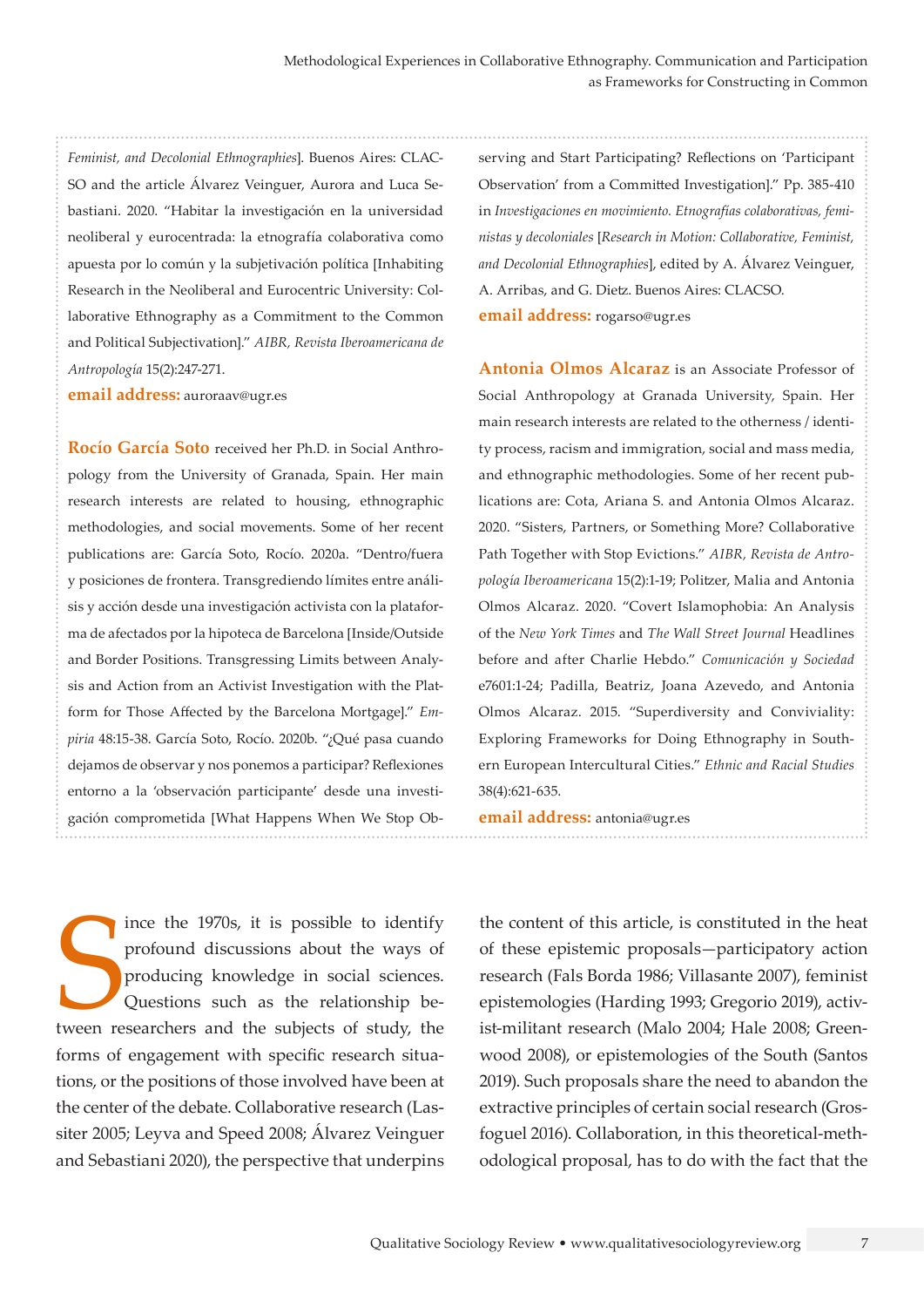*Feminist, and Decolonial Ethnographies*]. Buenos Aires: CLACSO and the article Álvarez Veinguer, Aurora and Luca Sebastiani. 2020. "Habitar la investigación en la universidad neoliberal y eurocentrada: la etnografía colaborativa como apuesta por lo común y la subjetivación política [Inhabiting Research in the Neoliberal and Eurocentric University: Collaborative Ethnography as a Commitment to the Common and Political Subjectivation]." *AIBR, Revista Iberoamericana de Antropología* 15(2):247-271.

**email address:** auroraav@ugr.es

**Rocío García Soto** received her Ph.D. in Social Anthropology from the University of Granada, Spain. Her main research interests are related to housing, ethnographic methodologies, and social movements. Some of her recent publications are: García Soto, Rocío. 2020a. "Dentro/fuera y posiciones de frontera. Transgrediendo límites entre análisis y acción desde una investigación activista con la plataforma de afectados por la hipoteca de Barcelona [Inside/Outside and Border Positions. Transgressing Limits between Analysis and Action from an Activist Investigation with the Platform for Those Affected by the Barcelona Mortgage]." *Empiria* 48:15-38. García Soto, Rocío. 2020b. "¿Qué pasa cuando dejamos de observar y nos ponemos a participar? Reflexiones entorno a la 'observación participante' desde una investigación comprometida [What Happens When We Stop Observing and Start Participating? Reflections on 'Participant Observation' from a Committed Investigation]." Pp. 385-410 in *Investigaciones en movimiento. Etnografías colaborativas, feministas y decoloniales* [*Research in Motion: Collaborative, Feminist, and Decolonial Ethnographies*], edited by A. Álvarez Veinguer, A. Arribas, and G. Dietz. Buenos Aires: CLACSO.

**email address:** rogarso@ugr.es

**Antonia Olmos Alcaraz** is an Associate Professor of Social Anthropology at Granada University, Spain. Her main research interests are related to the otherness / identity process, racism and immigration, social and mass media, and ethnographic methodologies. Some of her recent publications are: Cota, Ariana S. and Antonia Olmos Alcaraz. 2020. "Sisters, Partners, or Something More? Collaborative Path Together with Stop Evictions." *AIBR, Revista de Antropología Iberoamericana* 15(2):1-19; Politzer, Malia and Antonia Olmos Alcaraz. 2020. "Covert Islamophobia: An Analysis of the *New York Times* and *The Wall Street Journal* Headlines before and after Charlie Hebdo." *Comunicación y Sociedad* e7601:1-24; Padilla, Beatriz, Joana Azevedo, and Antonia Olmos Alcaraz. 2015. "Superdiversity and Conviviality: Exploring Frameworks for Doing Ethnography in Southern European Intercultural Cities." *Ethnic and Racial Studies* 38(4):621-635.

**email address:** antonia@ugr.es

Since the 1970s, it is possible to identify profound discussions about the ways of producing knowledge in social sciences. Questions such as the relationship between researchers and the subjects of study, the forms of engagement with specific research situations, or the positions of those involved have been at the center of the debate. Collaborative research (Lassiter 2005; Leyva and Speed 2008; Álvarez Veinguer and Sebastiani 2020), the perspective that underpins the content of this article, is constituted in the heat of these epistemic proposals—participatory action research (Fals Borda 1986; Villasante 2007), feminist epistemologies (Harding 1993; Gregorio 2019), activist-militant research (Malo 2004; Hale 2008; Greenwood 2008), or epistemologies of the South (Santos 2019). Such proposals share the need to abandon the extractive principles of certain social research (Grosfoguel 2016). Collaboration, in this theoretical-methodological proposal, has to do with the fact that the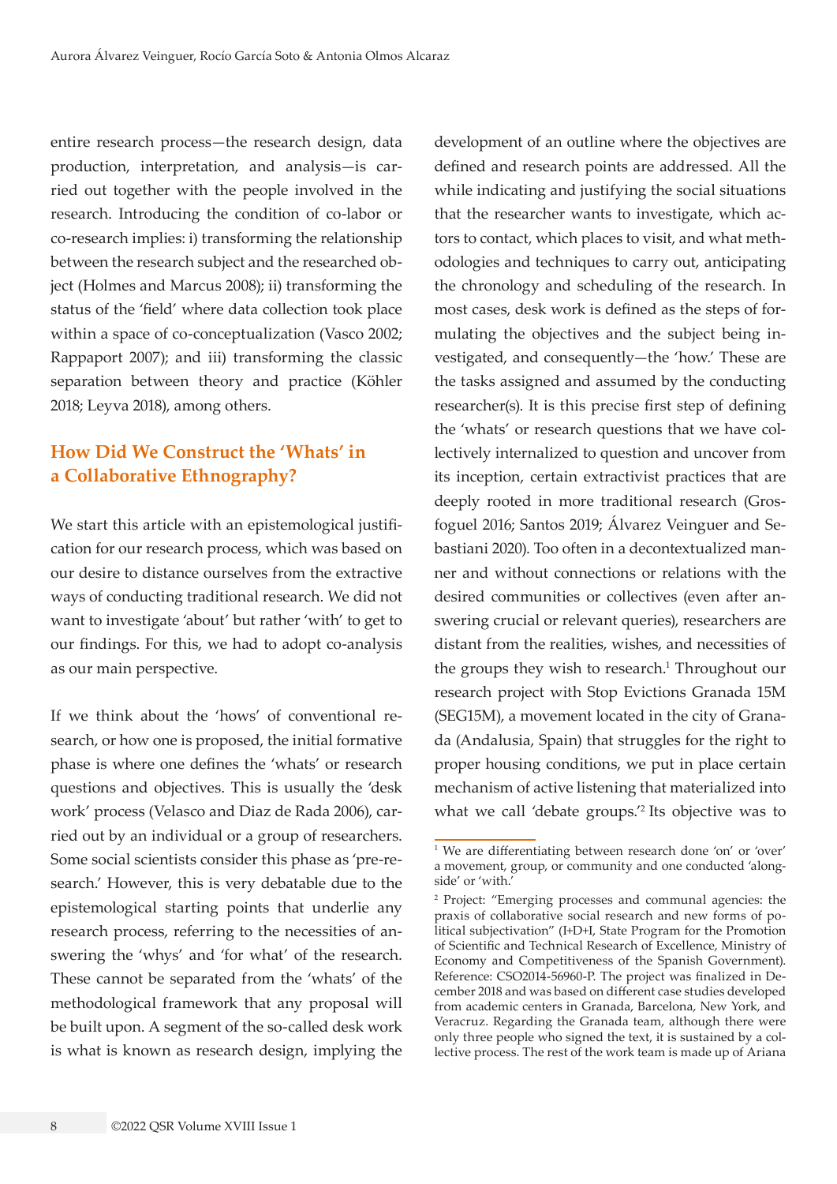entire research process—the research design, data production, interpretation, and analysis—is carried out together with the people involved in the research. Introducing the condition of co-labor or co-research implies: i) transforming the relationship between the research subject and the researched object (Holmes and Marcus 2008); ii) transforming the status of the 'field' where data collection took place within a space of co-conceptualization (Vasco 2002; Rappaport 2007); and iii) transforming the classic separation between theory and practice (Köhler 2018; Leyva 2018), among others.

## How Did We Construct the 'Whats' in a Collaborative Ethnography?

We start this article with an epistemological justification for our research process, which was based on our desire to distance ourselves from the extractive ways of conducting traditional research. We did not want to investigate 'about' but rather 'with' to get to our findings. For this, we had to adopt co-analysis as our main perspective.

If we think about the 'hows' of conventional research, or how one is proposed, the initial formative phase is where one defines the 'whats' or research questions and objectives. This is usually the 'desk work' process (Velasco and Diaz de Rada 2006), carried out by an individual or a group of researchers. Some social scientists consider this phase as 'pre-research.' However, this is very debatable due to the epistemological starting points that underlie any research process, referring to the necessities of answering the 'whys' and 'for what' of the research. These cannot be separated from the 'whats' of the methodological framework that any proposal will be built upon. A segment of the so-called desk work is what is known as research design, implying the development of an outline where the objectives are defined and research points are addressed. All the while indicating and justifying the social situations that the researcher wants to investigate, which actors to contact, which places to visit, and what methodologies and techniques to carry out, anticipating the chronology and scheduling of the research. In most cases, desk work is defined as the steps of formulating the objectives and the subject being investigated, and consequently—the 'how.' These are the tasks assigned and assumed by the conducting researcher(s). It is this precise first step of defining the 'whats' or research questions that we have collectively internalized to question and uncover from its inception, certain extractivist practices that are deeply rooted in more traditional research (Grosfoguel 2016; Santos 2019; Álvarez Veinguer and Sebastiani 2020). Too often in a decontextualized manner and without connections or relations with the desired communities or collectives (even after answering crucial or relevant queries), researchers are distant from the realities, wishes, and necessities of the groups they wish to research.[1] Throughout our research project with Stop Evictions Granada 15M (SEG15M), a movement located in the city of Granada (Andalusia, Spain) that struggles for the right to proper housing conditions, we put in place certain mechanism of active listening that materialized into what we call 'debate groups.'[2] Its objective was to

---

[1] We are differentiating between research done 'on' or 'over' a movement, group, or community and one conducted 'alongside' or 'with.'

[2] Project: "Emerging processes and communal agencies: the praxis of collaborative social research and new forms of political subjectivation" (I+D+I, State Program for the Promotion of Scientific and Technical Research of Excellence, Ministry of Economy and Competitiveness of the Spanish Government). Reference: CSO2014-56960-P. The project was finalized in December 2018 and was based on different case studies developed from academic centers in Granada, Barcelona, New York, and Veracruz. Regarding the Granada team, although there were only three people who signed the text, it is sustained by a collective process. The rest of the work team is made up of Ariana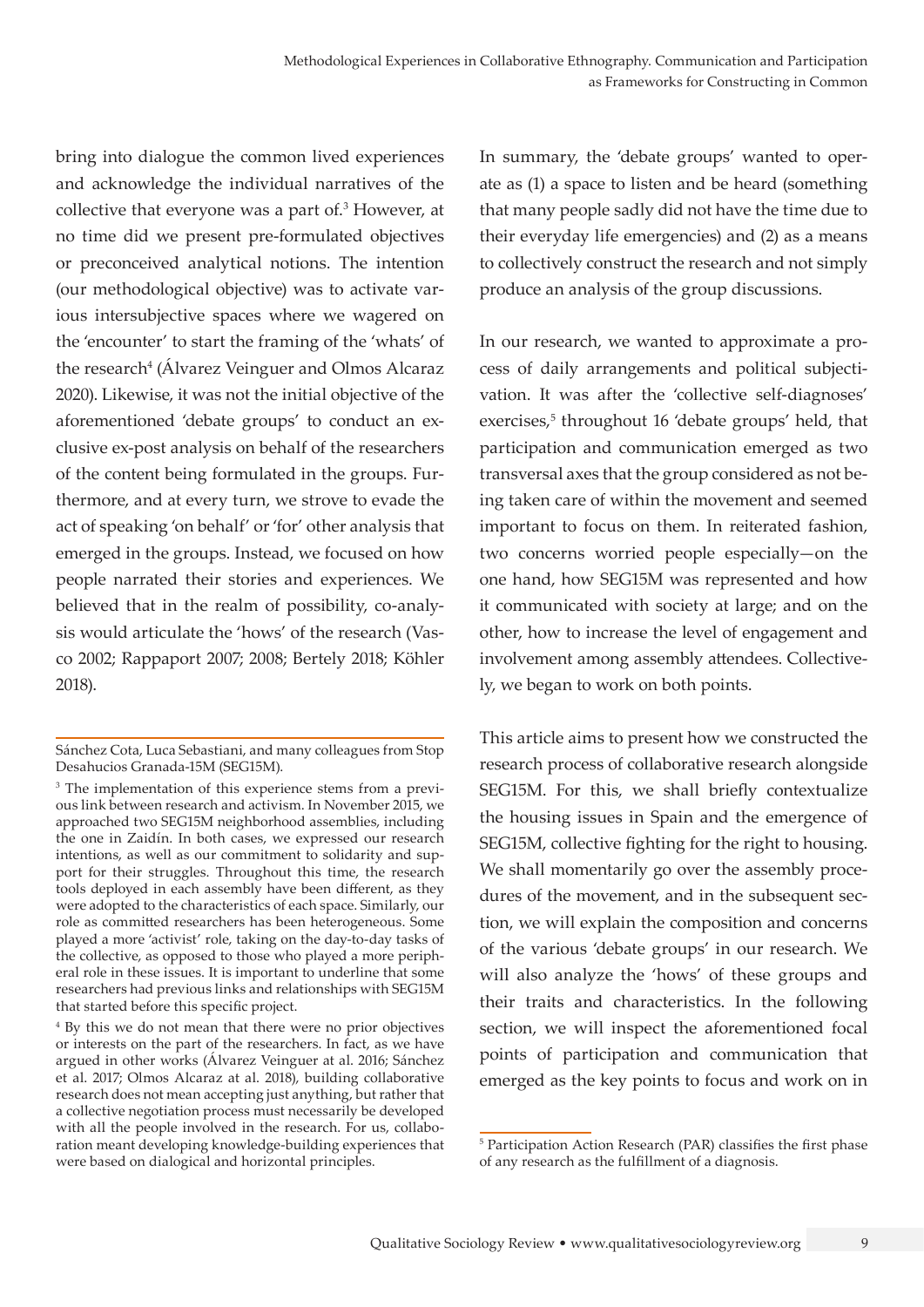bring into dialogue the common lived experiences and acknowledge the individual narratives of the collective that everyone was a part of.[3] However, at no time did we present pre-formulated objectives or preconceived analytical notions. The intention (our methodological objective) was to activate various intersubjective spaces where we wagered on the 'encounter' to start the framing of the 'whats' of the research[4] (Álvarez Veinguer and Olmos Alcaraz 2020). Likewise, it was not the initial objective of the aforementioned 'debate groups' to conduct an exclusive ex-post analysis on behalf of the researchers of the content being formulated in the groups. Furthermore, and at every turn, we strove to evade the act of speaking 'on behalf' or 'for' other analysis that emerged in the groups. Instead, we focused on how people narrated their stories and experiences. We believed that in the realm of possibility, co-analysis would articulate the 'hows' of the research (Vasco 2002; Rappaport 2007; 2008; Bertely 2018; Köhler 2018).

In summary, the 'debate groups' wanted to operate as (1) a space to listen and be heard (something that many people sadly did not have the time due to their everyday life emergencies) and (2) as a means to collectively construct the research and not simply produce an analysis of the group discussions.

In our research, we wanted to approximate a process of daily arrangements and political subjectivation. It was after the 'collective self-diagnoses' exercises,[5] throughout 16 'debate groups' held, that participation and communication emerged as two transversal axes that the group considered as not being taken care of within the movement and seemed important to focus on them. In reiterated fashion, two concerns worried people especially—on the one hand, how SEG15M was represented and how it communicated with society at large; and on the other, how to increase the level of engagement and involvement among assembly attendees. Collectively, we began to work on both points.

This article aims to present how we constructed the research process of collaborative research alongside SEG15M. For this, we shall briefly contextualize the housing issues in Spain and the emergence of SEG15M, collective fighting for the right to housing. We shall momentarily go over the assembly procedures of the movement, and in the subsequent section, we will explain the composition and concerns of the various 'debate groups' in our research. We will also analyze the 'hows' of these groups and their traits and characteristics. In the following section, we will inspect the aforementioned focal points of participation and communication that emerged as the key points to focus and work on in

---

Sánchez Cota, Luca Sebastiani, and many colleagues from Stop Desahucios Granada-15M (SEG15M).

[3] The implementation of this experience stems from a previous link between research and activism. In November 2015, we approached two SEG15M neighborhood assemblies, including the one in Zaidín. In both cases, we expressed our research intentions, as well as our commitment to solidarity and support for their struggles. Throughout this time, the research tools deployed in each assembly have been different, as they were adopted to the characteristics of each space. Similarly, our role as committed researchers has been heterogeneous. Some played a more 'activist' role, taking on the day-to-day tasks of the collective, as opposed to those who played a more peripheral role in these issues. It is important to underline that some researchers had previous links and relationships with SEG15M that started before this specific project.

[4] By this we do not mean that there were no prior objectives or interests on the part of the researchers. In fact, as we have argued in other works (Álvarez Veinguer at al. 2016; Sánchez et al. 2017; Olmos Alcaraz at al. 2018), building collaborative research does not mean accepting just anything, but rather that a collective negotiation process must necessarily be developed with all the people involved in the research. For us, collaboration meant developing knowledge-building experiences that were based on dialogical and horizontal principles.

[5] Participation Action Research (PAR) classifies the first phase of any research as the fulfillment of a diagnosis.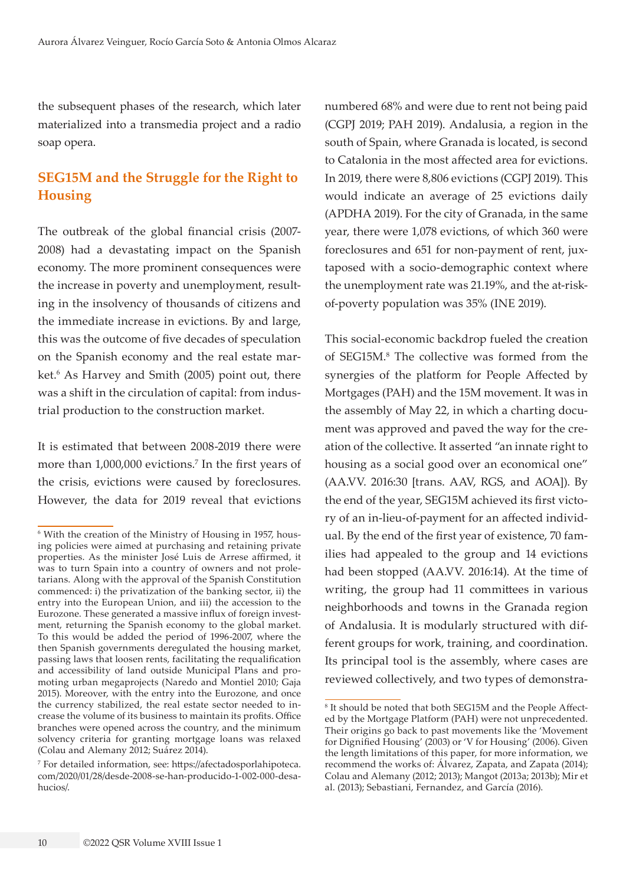the subsequent phases of the research, which later materialized into a transmedia project and a radio soap opera.

## SEG15M and the Struggle for the Right to Housing

The outbreak of the global financial crisis (2007-2008) had a devastating impact on the Spanish economy. The more prominent consequences were the increase in poverty and unemployment, resulting in the insolvency of thousands of citizens and the immediate increase in evictions. By and large, this was the outcome of five decades of speculation on the Spanish economy and the real estate market.[6] As Harvey and Smith (2005) point out, there was a shift in the circulation of capital: from industrial production to the construction market.

It is estimated that between 2008-2019 there were more than 1,000,000 evictions.[7] In the first years of the crisis, evictions were caused by foreclosures. However, the data for 2019 reveal that evictions numbered 68% and were due to rent not being paid (CGPJ 2019; PAH 2019). Andalusia, a region in the south of Spain, where Granada is located, is second to Catalonia in the most affected area for evictions. In 2019, there were 8,806 evictions (CGPJ 2019). This would indicate an average of 25 evictions daily (APDHA 2019). For the city of Granada, in the same year, there were 1,078 evictions, of which 360 were foreclosures and 651 for non-payment of rent, juxtaposed with a socio-demographic context where the unemployment rate was 21.19%, and the at-risk-of-poverty population was 35% (INE 2019).

This social-economic backdrop fueled the creation of SEG15M.[8] The collective was formed from the synergies of the platform for People Affected by Mortgages (PAH) and the 15M movement. It was in the assembly of May 22, in which a charting document was approved and paved the way for the creation of the collective. It asserted "an innate right to housing as a social good over an economical one" (AA.VV. 2016:30 [trans. AAV, RGS, and AOA]). By the end of the year, SEG15M achieved its first victory of an in-lieu-of-payment for an affected individual. By the end of the first year of existence, 70 families had appealed to the group and 14 evictions had been stopped (AA.VV. 2016:14). At the time of writing, the group had 11 committees in various neighborhoods and towns in the Granada region of Andalusia. It is modularly structured with different groups for work, training, and coordination. Its principal tool is the assembly, where cases are reviewed collectively, and two types of demonstra-

---

[6] With the creation of the Ministry of Housing in 1957, housing policies were aimed at purchasing and retaining private properties. As the minister José Luis de Arrese affirmed, it was to turn Spain into a country of owners and not proletarians. Along with the approval of the Spanish Constitution commenced: i) the privatization of the banking sector, ii) the entry into the European Union, and iii) the accession to the Eurozone. These generated a massive influx of foreign investment, returning the Spanish economy to the global market. To this would be added the period of 1996-2007, where the then Spanish governments deregulated the housing market, passing laws that loosen rents, facilitating the requalification and accessibility of land outside Municipal Plans and promoting urban megaprojects (Naredo and Montiel 2010; Gaja 2015). Moreover, with the entry into the Eurozone, and once the currency stabilized, the real estate sector needed to increase the volume of its business to maintain its profits. Office branches were opened across the country, and the minimum solvency criteria for granting mortgage loans was relaxed (Colau and Alemany 2012; Suárez 2014).

[7] For detailed information, see: https://afectadosporlahipoteca.com/2020/01/28/desde-2008-se-han-producido-1-002-000-desahucios/.

[8] It should be noted that both SEG15M and the People Affected by the Mortgage Platform (PAH) were not unprecedented. Their origins go back to past movements like the 'Movement for Dignified Housing' (2003) or 'V for Housing' (2006). Given the length limitations of this paper, for more information, we recommend the works of: Álvarez, Zapata, and Zapata (2014); Colau and Alemany (2012; 2013); Mangot (2013a; 2013b); Mir et al. (2013); Sebastiani, Fernandez, and García (2016).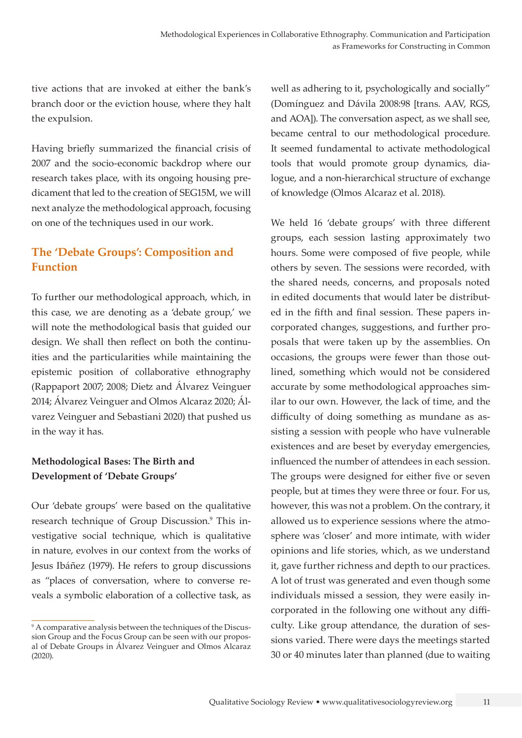tive actions that are invoked at either the bank's branch door or the eviction house, where they halt the expulsion.

Having briefly summarized the financial crisis of 2007 and the socio-economic backdrop where our research takes place, with its ongoing housing predicament that led to the creation of SEG15M, we will next analyze the methodological approach, focusing on one of the techniques used in our work.

## The 'Debate Groups': Composition and Function

To further our methodological approach, which, in this case, we are denoting as a 'debate group,' we will note the methodological basis that guided our design. We shall then reflect on both the continuities and the particularities while maintaining the epistemic position of collaborative ethnography (Rappaport 2007; 2008; Dietz and Álvarez Veinguer 2014; Álvarez Veinguer and Olmos Alcaraz 2020; Álvarez Veinguer and Sebastiani 2020) that pushed us in the way it has.

### Methodological Bases: The Birth and Development of 'Debate Groups'

Our 'debate groups' were based on the qualitative research technique of Group Discussion.[9] This investigative social technique, which is qualitative in nature, evolves in our context from the works of Jesus Ibáñez (1979). He refers to group discussions as "places of conversation, where to converse reveals a symbolic elaboration of a collective task, as well as adhering to it, psychologically and socially" (Domínguez and Dávila 2008:98 [trans. AAV, RGS, and AOA]). The conversation aspect, as we shall see, became central to our methodological procedure. It seemed fundamental to activate methodological tools that would promote group dynamics, dialogue, and a non-hierarchical structure of exchange of knowledge (Olmos Alcaraz et al. 2018).

We held 16 'debate groups' with three different groups, each session lasting approximately two hours. Some were composed of five people, while others by seven. The sessions were recorded, with the shared needs, concerns, and proposals noted in edited documents that would later be distributed in the fifth and final session. These papers incorporated changes, suggestions, and further proposals that were taken up by the assemblies. On occasions, the groups were fewer than those outlined, something which would not be considered accurate by some methodological approaches similar to our own. However, the lack of time, and the difficulty of doing something as mundane as assisting a session with people who have vulnerable existences and are beset by everyday emergencies, influenced the number of attendees in each session. The groups were designed for either five or seven people, but at times they were three or four. For us, however, this was not a problem. On the contrary, it allowed us to experience sessions where the atmosphere was 'closer' and more intimate, with wider opinions and life stories, which, as we understand it, gave further richness and depth to our practices. A lot of trust was generated and even though some individuals missed a session, they were easily incorporated in the following one without any difficulty. Like group attendance, the duration of sessions varied. There were days the meetings started 30 or 40 minutes later than planned (due to waiting

[9] A comparative analysis between the techniques of the Discussion Group and the Focus Group can be seen with our proposal of Debate Groups in Álvarez Veinguer and Olmos Alcaraz (2020).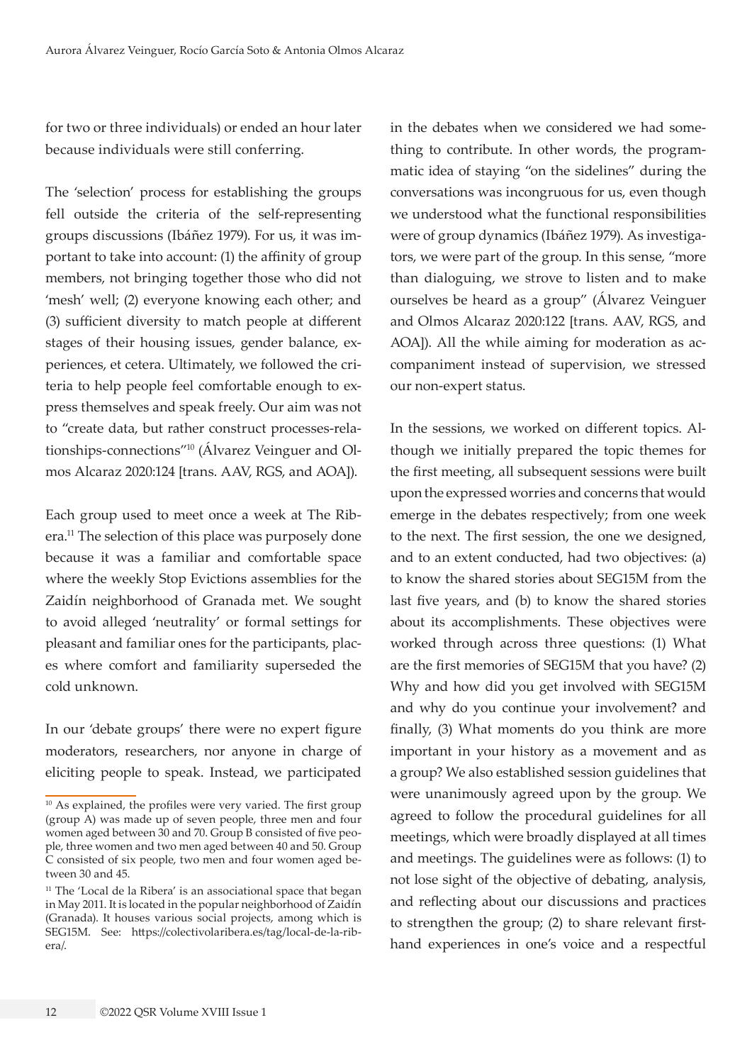for two or three individuals) or ended an hour later because individuals were still conferring.

The 'selection' process for establishing the groups fell outside the criteria of the self-representing groups discussions (Ibáñez 1979). For us, it was important to take into account: (1) the affinity of group members, not bringing together those who did not 'mesh' well; (2) everyone knowing each other; and (3) sufficient diversity to match people at different stages of their housing issues, gender balance, experiences, et cetera. Ultimately, we followed the criteria to help people feel comfortable enough to express themselves and speak freely. Our aim was not to "create data, but rather construct processes-relationships-connections"[10] (Álvarez Veinguer and Olmos Alcaraz 2020:124 [trans. AAV, RGS, and AOA]).

Each group used to meet once a week at The Ribera.[11] The selection of this place was purposely done because it was a familiar and comfortable space where the weekly Stop Evictions assemblies for the Zaidín neighborhood of Granada met. We sought to avoid alleged 'neutrality' or formal settings for pleasant and familiar ones for the participants, places where comfort and familiarity superseded the cold unknown.

In our 'debate groups' there were no expert figure moderators, researchers, nor anyone in charge of eliciting people to speak. Instead, we participated in the debates when we considered we had something to contribute. In other words, the programmatic idea of staying "on the sidelines" during the conversations was incongruous for us, even though we understood what the functional responsibilities were of group dynamics (Ibáñez 1979). As investigators, we were part of the group. In this sense, "more than dialoguing, we strove to listen and to make ourselves be heard as a group" (Álvarez Veinguer and Olmos Alcaraz 2020:122 [trans. AAV, RGS, and AOA]). All the while aiming for moderation as accompaniment instead of supervision, we stressed our non-expert status.

In the sessions, we worked on different topics. Although we initially prepared the topic themes for the first meeting, all subsequent sessions were built upon the expressed worries and concerns that would emerge in the debates respectively; from one week to the next. The first session, the one we designed, and to an extent conducted, had two objectives: (a) to know the shared stories about SEG15M from the last five years, and (b) to know the shared stories about its accomplishments. These objectives were worked through across three questions: (1) What are the first memories of SEG15M that you have? (2) Why and how did you get involved with SEG15M and why do you continue your involvement? and finally, (3) What moments do you think are more important in your history as a movement and as a group? We also established session guidelines that were unanimously agreed upon by the group. We agreed to follow the procedural guidelines for all meetings, which were broadly displayed at all times and meetings. The guidelines were as follows: (1) to not lose sight of the objective of debating, analysis, and reflecting about our discussions and practices to strengthen the group; (2) to share relevant first-hand experiences in one's voice and a respectful

---

[10] As explained, the profiles were very varied. The first group (group A) was made up of seven people, three men and four women aged between 30 and 70. Group B consisted of five people, three women and two men aged between 40 and 50. Group C consisted of six people, two men and four women aged between 30 and 45.

[11] The 'Local de la Ribera' is an associational space that began in May 2011. It is located in the popular neighborhood of Zaidín (Granada). It houses various social projects, among which is SEG15M. See: https://colectivolaribera.es/tag/local-de-la-ribera/.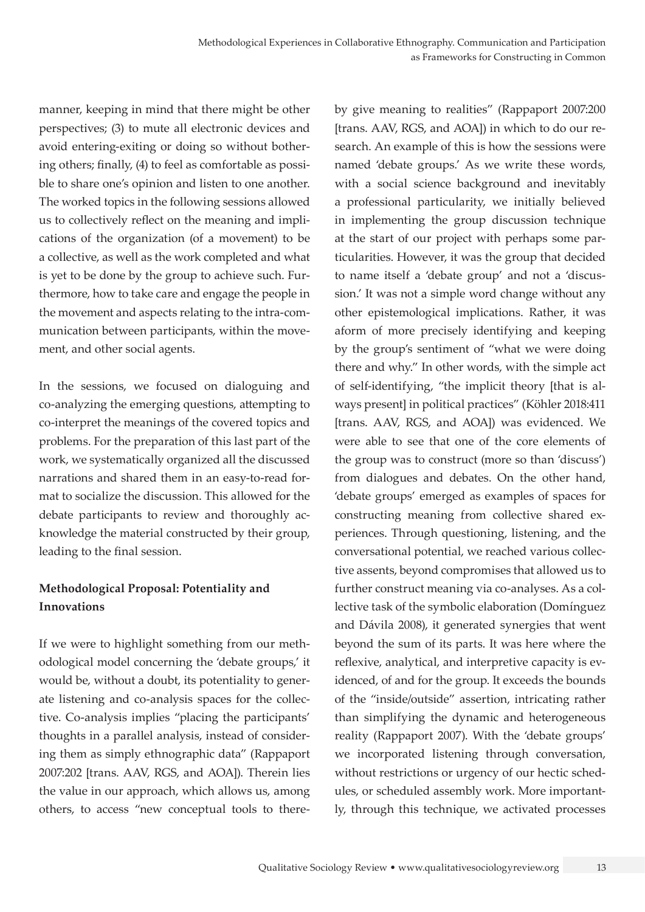manner, keeping in mind that there might be other perspectives; (3) to mute all electronic devices and avoid entering-exiting or doing so without bothering others; finally, (4) to feel as comfortable as possible to share one's opinion and listen to one another. The worked topics in the following sessions allowed us to collectively reflect on the meaning and implications of the organization (of a movement) to be a collective, as well as the work completed and what is yet to be done by the group to achieve such. Furthermore, how to take care and engage the people in the movement and aspects relating to the intra-communication between participants, within the movement, and other social agents.

In the sessions, we focused on dialoguing and co-analyzing the emerging questions, attempting to co-interpret the meanings of the covered topics and problems. For the preparation of this last part of the work, we systematically organized all the discussed narrations and shared them in an easy-to-read format to socialize the discussion. This allowed for the debate participants to review and thoroughly acknowledge the material constructed by their group, leading to the final session.

## Methodological Proposal: Potentiality and Innovations

If we were to highlight something from our methodological model concerning the 'debate groups,' it would be, without a doubt, its potentiality to generate listening and co-analysis spaces for the collective. Co-analysis implies "placing the participants' thoughts in a parallel analysis, instead of considering them as simply ethnographic data" (Rappaport 2007:202 [trans. AAV, RGS, and AOA]). Therein lies the value in our approach, which allows us, among others, to access "new conceptual tools to thereby give meaning to realities" (Rappaport 2007:200 [trans. AAV, RGS, and AOA]) in which to do our research. An example of this is how the sessions were named 'debate groups.' As we write these words, with a social science background and inevitably a professional particularity, we initially believed in implementing the group discussion technique at the start of our project with perhaps some particularities. However, it was the group that decided to name itself a 'debate group' and not a 'discussion.' It was not a simple word change without any other epistemological implications. Rather, it was aform of more precisely identifying and keeping by the group's sentiment of "what we were doing there and why." In other words, with the simple act of self-identifying, "the implicit theory [that is always present] in political practices" (Köhler 2018:411 [trans. AAV, RGS, and AOA]) was evidenced. We were able to see that one of the core elements of the group was to construct (more so than 'discuss') from dialogues and debates. On the other hand, 'debate groups' emerged as examples of spaces for constructing meaning from collective shared experiences. Through questioning, listening, and the conversational potential, we reached various collective assents, beyond compromises that allowed us to further construct meaning via co-analyses. As a collective task of the symbolic elaboration (Domínguez and Dávila 2008), it generated synergies that went beyond the sum of its parts. It was here where the reflexive, analytical, and interpretive capacity is evidenced, of and for the group. It exceeds the bounds of the "inside/outside" assertion, intricating rather than simplifying the dynamic and heterogeneous reality (Rappaport 2007). With the 'debate groups' we incorporated listening through conversation, without restrictions or urgency of our hectic schedules, or scheduled assembly work. More importantly, through this technique, we activated processes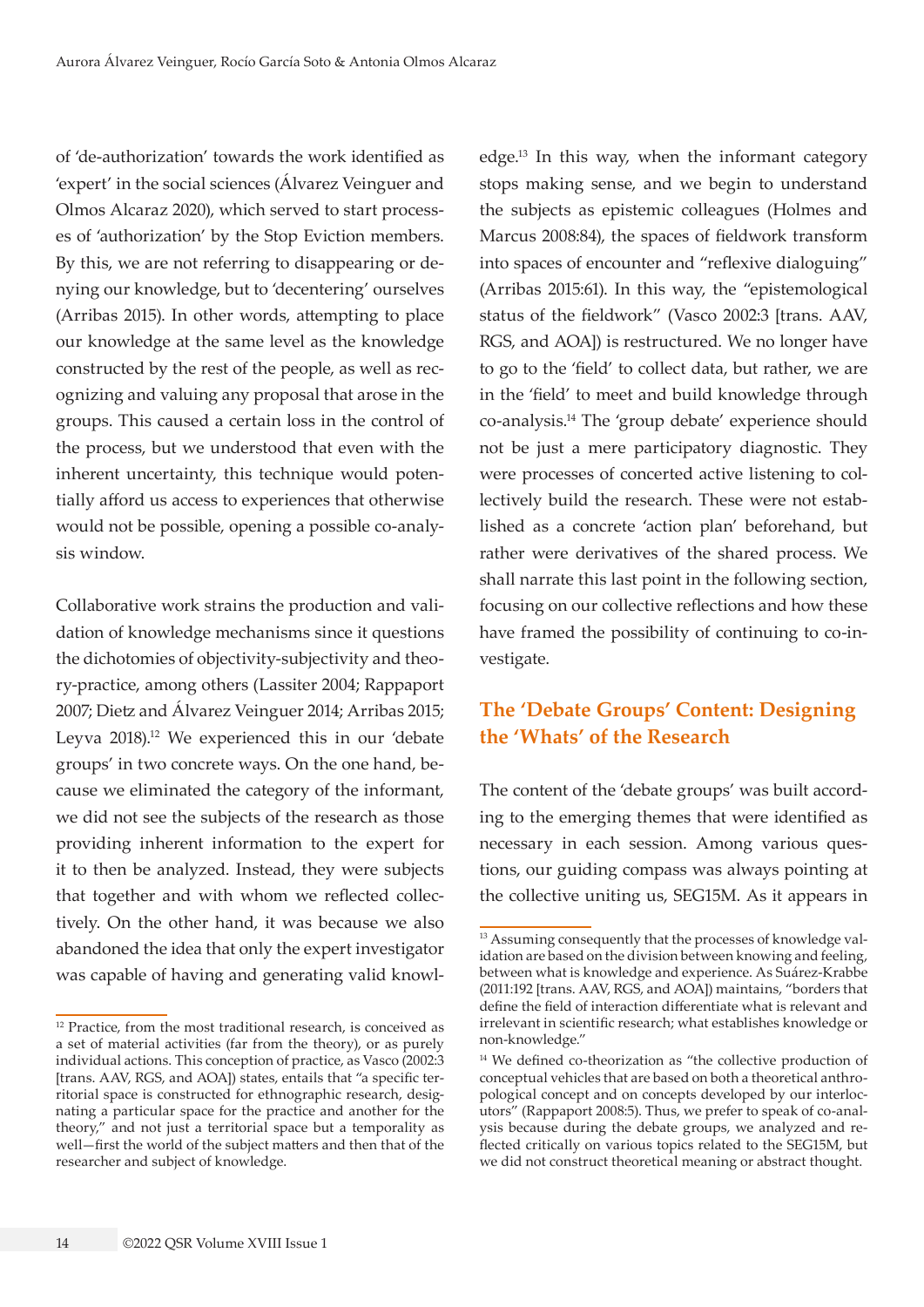of 'de-authorization' towards the work identified as 'expert' in the social sciences (Álvarez Veinguer and Olmos Alcaraz 2020), which served to start processes of 'authorization' by the Stop Eviction members. By this, we are not referring to disappearing or denying our knowledge, but to 'decentering' ourselves (Arribas 2015). In other words, attempting to place our knowledge at the same level as the knowledge constructed by the rest of the people, as well as recognizing and valuing any proposal that arose in the groups. This caused a certain loss in the control of the process, but we understood that even with the inherent uncertainty, this technique would potentially afford us access to experiences that otherwise would not be possible, opening a possible co-analysis window.

Collaborative work strains the production and validation of knowledge mechanisms since it questions the dichotomies of objectivity-subjectivity and theory-practice, among others (Lassiter 2004; Rappaport 2007; Dietz and Álvarez Veinguer 2014; Arribas 2015; Leyva 2018).[12] We experienced this in our 'debate groups' in two concrete ways. On the one hand, because we eliminated the category of the informant, we did not see the subjects of the research as those providing inherent information to the expert for it to then be analyzed. Instead, they were subjects that together and with whom we reflected collectively. On the other hand, it was because we also abandoned the idea that only the expert investigator was capable of having and generating valid knowledge.[13] In this way, when the informant category stops making sense, and we begin to understand the subjects as epistemic colleagues (Holmes and Marcus 2008:84), the spaces of fieldwork transform into spaces of encounter and "reflexive dialoguing" (Arribas 2015:61). In this way, the "epistemological status of the fieldwork" (Vasco 2002:3 [trans. AAV, RGS, and AOA]) is restructured. We no longer have to go to the 'field' to collect data, but rather, we are in the 'field' to meet and build knowledge through co-analysis.[14] The 'group debate' experience should not be just a mere participatory diagnostic. They were processes of concerted active listening to collectively build the research. These were not established as a concrete 'action plan' beforehand, but rather were derivatives of the shared process. We shall narrate this last point in the following section, focusing on our collective reflections and how these have framed the possibility of continuing to co-investigate.

## The 'Debate Groups' Content: Designing the 'Whats' of the Research

The content of the 'debate groups' was built according to the emerging themes that were identified as necessary in each session. Among various questions, our guiding compass was always pointing at the collective uniting us, SEG15M. As it appears in

---

[12] Practice, from the most traditional research, is conceived as a set of material activities (far from the theory), or as purely individual actions. This conception of practice, as Vasco (2002:3 [trans. AAV, RGS, and AOA]) states, entails that "a specific territorial space is constructed for ethnographic research, designating a particular space for the practice and another for the theory," and not just a territorial space but a temporality as well—first the world of the subject matters and then that of the researcher and subject of knowledge.

[13] Assuming consequently that the processes of knowledge validation are based on the division between knowing and feeling, between what is knowledge and experience. As Suárez-Krabbe (2011:192 [trans. AAV, RGS, and AOA]) maintains, "borders that define the field of interaction differentiate what is relevant and irrelevant in scientific research; what establishes knowledge or non-knowledge."

[14] We defined co-theorization as "the collective production of conceptual vehicles that are based on both a theoretical anthropological concept and on concepts developed by our interlocutors" (Rappaport 2008:5). Thus, we prefer to speak of co-analysis because during the debate groups, we analyzed and reflected critically on various topics related to the SEG15M, but we did not construct theoretical meaning or abstract thought.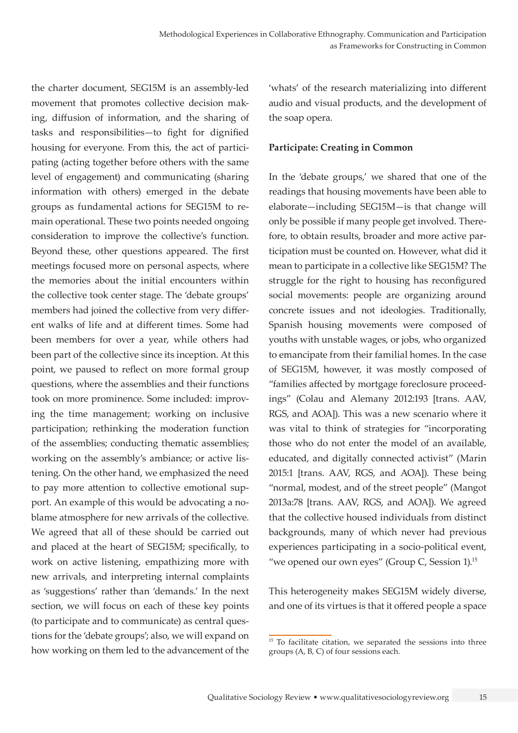the charter document, SEG15M is an assembly-led movement that promotes collective decision making, diffusion of information, and the sharing of tasks and responsibilities—to fight for dignified housing for everyone. From this, the act of participating (acting together before others with the same level of engagement) and communicating (sharing information with others) emerged in the debate groups as fundamental actions for SEG15M to remain operational. These two points needed ongoing consideration to improve the collective's function. Beyond these, other questions appeared. The first meetings focused more on personal aspects, where the memories about the initial encounters within the collective took center stage. The 'debate groups' members had joined the collective from very different walks of life and at different times. Some had been members for over a year, while others had been part of the collective since its inception. At this point, we paused to reflect on more formal group questions, where the assemblies and their functions took on more prominence. Some included: improving the time management; working on inclusive participation; rethinking the moderation function of the assemblies; conducting thematic assemblies; working on the assembly's ambiance; or active listening. On the other hand, we emphasized the need to pay more attention to collective emotional support. An example of this would be advocating a no-blame atmosphere for new arrivals of the collective. We agreed that all of these should be carried out and placed at the heart of SEG15M; specifically, to work on active listening, empathizing more with new arrivals, and interpreting internal complaints as 'suggestions' rather than 'demands.' In the next section, we will focus on each of these key points (to participate and to communicate) as central questions for the 'debate groups'; also, we will expand on how working on them led to the advancement of the 'whats' of the research materializing into different audio and visual products, and the development of the soap opera.

**Participate: Creating in Common**

In the 'debate groups,' we shared that one of the readings that housing movements have been able to elaborate—including SEG15M—is that change will only be possible if many people get involved. Therefore, to obtain results, broader and more active participation must be counted on. However, what did it mean to participate in a collective like SEG15M? The struggle for the right to housing has reconfigured social movements: people are organizing around concrete issues and not ideologies. Traditionally, Spanish housing movements were composed of youths with unstable wages, or jobs, who organized to emancipate from their familial homes. In the case of SEG15M, however, it was mostly composed of "families affected by mortgage foreclosure proceedings" (Colau and Alemany 2012:193 [trans. AAV, RGS, and AOA]). This was a new scenario where it was vital to think of strategies for "incorporating those who do not enter the model of an available, educated, and digitally connected activist" (Marin 2015:1 [trans. AAV, RGS, and AOA]). These being "normal, modest, and of the street people" (Mangot 2013a:78 [trans. AAV, RGS, and AOA]). We agreed that the collective housed individuals from distinct backgrounds, many of which never had previous experiences participating in a socio-political event, "we opened our own eyes" (Group C, Session 1).[15]

This heterogeneity makes SEG15M widely diverse, and one of its virtues is that it offered people a space

[15] To facilitate citation, we separated the sessions into three groups (A, B, C) of four sessions each.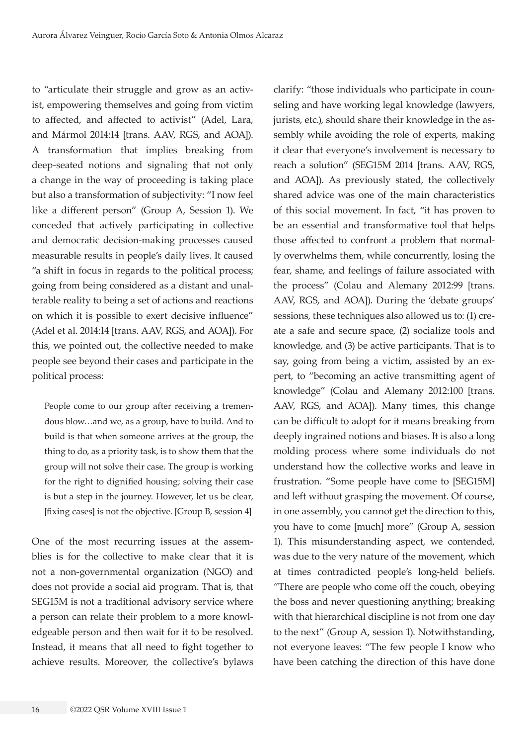to "articulate their struggle and grow as an activist, empowering themselves and going from victim to affected, and affected to activist" (Adel, Lara, and Mármol 2014:14 [trans. AAV, RGS, and AOA]). A transformation that implies breaking from deep-seated notions and signaling that not only a change in the way of proceeding is taking place but also a transformation of subjectivity: "I now feel like a different person" (Group A, Session 1). We conceded that actively participating in collective and democratic decision-making processes caused measurable results in people's daily lives. It caused "a shift in focus in regards to the political process; going from being considered as a distant and unalterable reality to being a set of actions and reactions on which it is possible to exert decisive influence" (Adel et al. 2014:14 [trans. AAV, RGS, and AOA]). For this, we pointed out, the collective needed to make people see beyond their cases and participate in the political process:

> People come to our group after receiving a tremendous blow…and we, as a group, have to build. And to build is that when someone arrives at the group, the thing to do, as a priority task, is to show them that the group will not solve their case. The group is working for the right to dignified housing; solving their case is but a step in the journey. However, let us be clear, [fixing cases] is not the objective. [Group B, session 4]

One of the most recurring issues at the assemblies is for the collective to make clear that it is not a non-governmental organization (NGO) and does not provide a social aid program. That is, that SEG15M is not a traditional advisory service where a person can relate their problem to a more knowledgeable person and then wait for it to be resolved. Instead, it means that all need to fight together to achieve results. Moreover, the collective's bylaws clarify: "those individuals who participate in counseling and have working legal knowledge (lawyers, jurists, etc.), should share their knowledge in the assembly while avoiding the role of experts, making it clear that everyone's involvement is necessary to reach a solution" (SEG15M 2014 [trans. AAV, RGS, and AOA]). As previously stated, the collectively shared advice was one of the main characteristics of this social movement. In fact, "it has proven to be an essential and transformative tool that helps those affected to confront a problem that normally overwhelms them, while concurrently, losing the fear, shame, and feelings of failure associated with the process" (Colau and Alemany 2012:99 [trans. AAV, RGS, and AOA]). During the 'debate groups' sessions, these techniques also allowed us to: (1) create a safe and secure space, (2) socialize tools and knowledge, and (3) be active participants. That is to say, going from being a victim, assisted by an expert, to "becoming an active transmitting agent of knowledge" (Colau and Alemany 2012:100 [trans. AAV, RGS, and AOA]). Many times, this change can be difficult to adopt for it means breaking from deeply ingrained notions and biases. It is also a long molding process where some individuals do not understand how the collective works and leave in frustration. "Some people have come to [SEG15M] and left without grasping the movement. Of course, in one assembly, you cannot get the direction to this, you have to come [much] more" (Group A, session 1). This misunderstanding aspect, we contended, was due to the very nature of the movement, which at times contradicted people's long-held beliefs. "There are people who come off the couch, obeying the boss and never questioning anything; breaking with that hierarchical discipline is not from one day to the next" (Group A, session 1). Notwithstanding, not everyone leaves: "The few people I know who have been catching the direction of this have done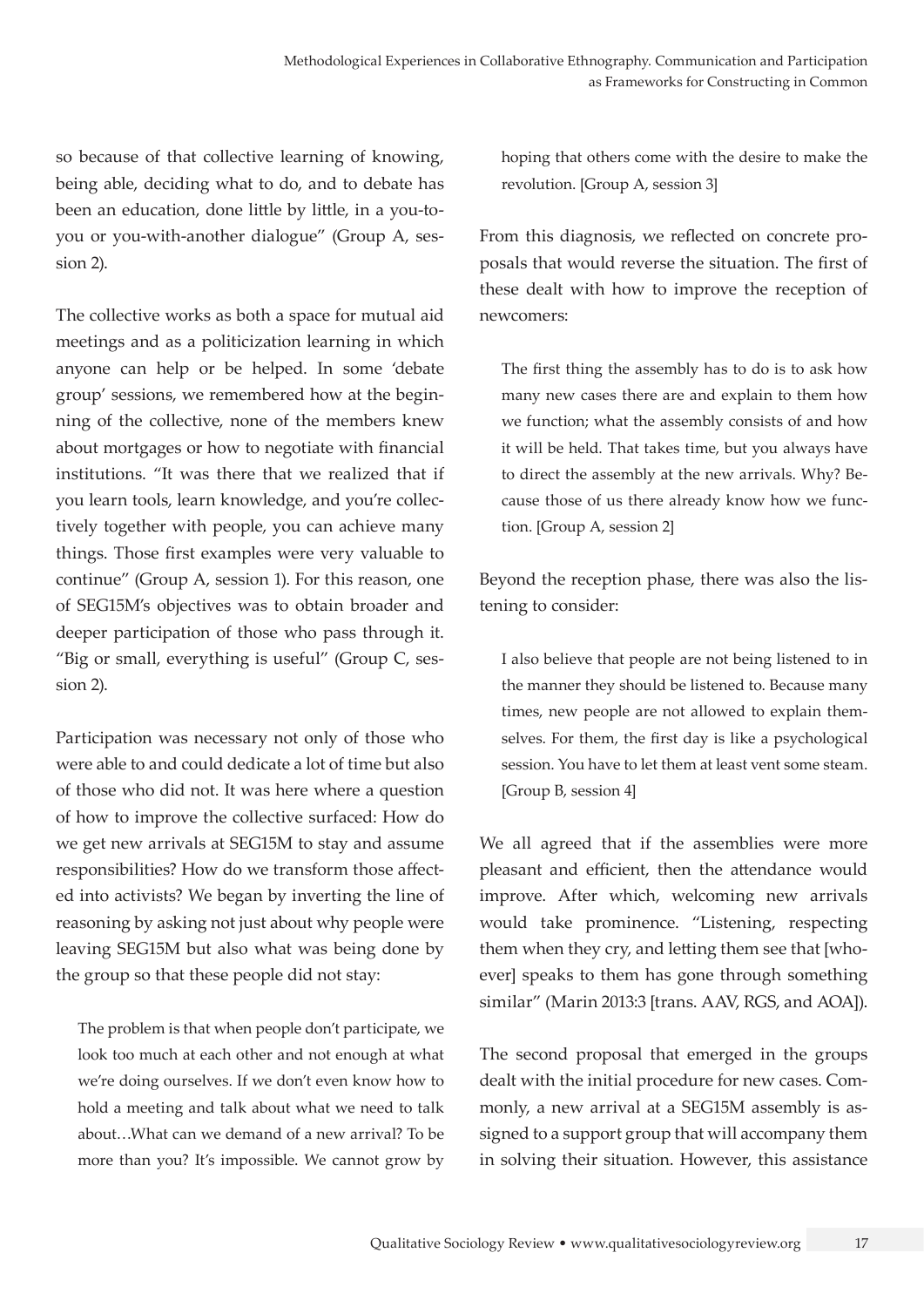so because of that collective learning of knowing, being able, deciding what to do, and to debate has been an education, done little by little, in a you-to-you or you-with-another dialogue" (Group A, session 2).

The collective works as both a space for mutual aid meetings and as a politicization learning in which anyone can help or be helped. In some 'debate group' sessions, we remembered how at the beginning of the collective, none of the members knew about mortgages or how to negotiate with financial institutions. "It was there that we realized that if you learn tools, learn knowledge, and you're collectively together with people, you can achieve many things. Those first examples were very valuable to continue" (Group A, session 1). For this reason, one of SEG15M's objectives was to obtain broader and deeper participation of those who pass through it. "Big or small, everything is useful" (Group C, session 2).

Participation was necessary not only of those who were able to and could dedicate a lot of time but also of those who did not. It was here where a question of how to improve the collective surfaced: How do we get new arrivals at SEG15M to stay and assume responsibilities? How do we transform those affected into activists? We began by inverting the line of reasoning by asking not just about why people were leaving SEG15M but also what was being done by the group so that these people did not stay:

> The problem is that when people don't participate, we look too much at each other and not enough at what we're doing ourselves. If we don't even know how to hold a meeting and talk about what we need to talk about…What can we demand of a new arrival? To be more than you? It's impossible. We cannot grow by hoping that others come with the desire to make the revolution. [Group A, session 3]

From this diagnosis, we reflected on concrete proposals that would reverse the situation. The first of these dealt with how to improve the reception of newcomers:

> The first thing the assembly has to do is to ask how many new cases there are and explain to them how we function; what the assembly consists of and how it will be held. That takes time, but you always have to direct the assembly at the new arrivals. Why? Because those of us there already know how we function. [Group A, session 2]

Beyond the reception phase, there was also the listening to consider:

> I also believe that people are not being listened to in the manner they should be listened to. Because many times, new people are not allowed to explain themselves. For them, the first day is like a psychological session. You have to let them at least vent some steam. [Group B, session 4]

We all agreed that if the assemblies were more pleasant and efficient, then the attendance would improve. After which, welcoming new arrivals would take prominence. "Listening, respecting them when they cry, and letting them see that [whoever] speaks to them has gone through something similar" (Marin 2013:3 [trans. AAV, RGS, and AOA]).

The second proposal that emerged in the groups dealt with the initial procedure for new cases. Commonly, a new arrival at a SEG15M assembly is assigned to a support group that will accompany them in solving their situation. However, this assistance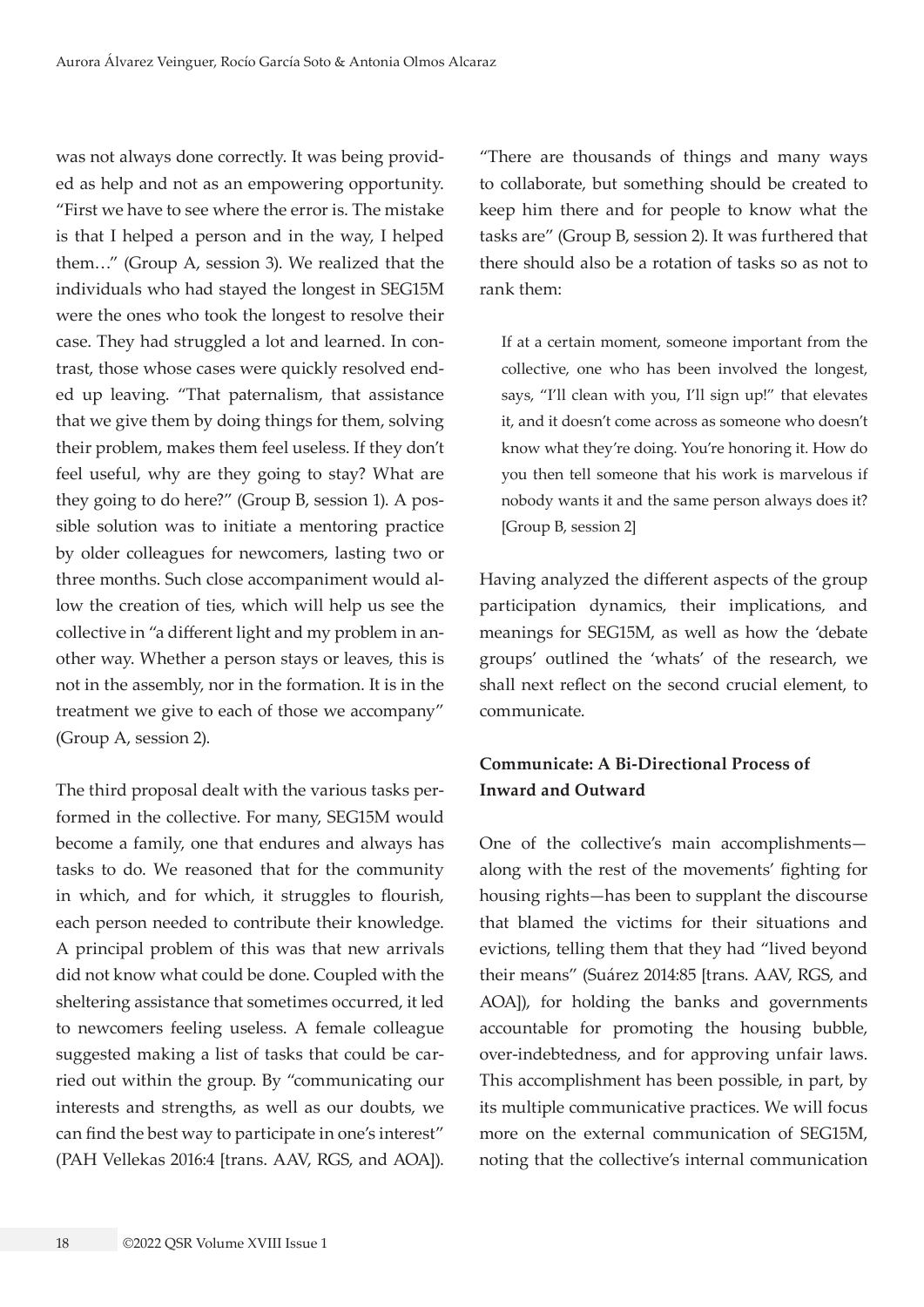was not always done correctly. It was being provided as help and not as an empowering opportunity. "First we have to see where the error is. The mistake is that I helped a person and in the way, I helped them…" (Group A, session 3). We realized that the individuals who had stayed the longest in SEG15M were the ones who took the longest to resolve their case. They had struggled a lot and learned. In contrast, those whose cases were quickly resolved ended up leaving. "That paternalism, that assistance that we give them by doing things for them, solving their problem, makes them feel useless. If they don't feel useful, why are they going to stay? What are they going to do here?" (Group B, session 1). A possible solution was to initiate a mentoring practice by older colleagues for newcomers, lasting two or three months. Such close accompaniment would allow the creation of ties, which will help us see the collective in "a different light and my problem in another way. Whether a person stays or leaves, this is not in the assembly, nor in the formation. It is in the treatment we give to each of those we accompany" (Group A, session 2).

The third proposal dealt with the various tasks performed in the collective. For many, SEG15M would become a family, one that endures and always has tasks to do. We reasoned that for the community in which, and for which, it struggles to flourish, each person needed to contribute their knowledge. A principal problem of this was that new arrivals did not know what could be done. Coupled with the sheltering assistance that sometimes occurred, it led to newcomers feeling useless. A female colleague suggested making a list of tasks that could be carried out within the group. By "communicating our interests and strengths, as well as our doubts, we can find the best way to participate in one's interest" (PAH Vellekas 2016:4 [trans. AAV, RGS, and AOA]). "There are thousands of things and many ways to collaborate, but something should be created to keep him there and for people to know what the tasks are" (Group B, session 2). It was furthered that there should also be a rotation of tasks so as not to rank them:

> If at a certain moment, someone important from the collective, one who has been involved the longest, says, "I'll clean with you, I'll sign up!" that elevates it, and it doesn't come across as someone who doesn't know what they're doing. You're honoring it. How do you then tell someone that his work is marvelous if nobody wants it and the same person always does it? [Group B, session 2]

Having analyzed the different aspects of the group participation dynamics, their implications, and meanings for SEG15M, as well as how the 'debate groups' outlined the 'whats' of the research, we shall next reflect on the second crucial element, to communicate.

### Communicate: A Bi-Directional Process of Inward and Outward

One of the collective's main accomplishments—along with the rest of the movements' fighting for housing rights—has been to supplant the discourse that blamed the victims for their situations and evictions, telling them that they had "lived beyond their means" (Suárez 2014:85 [trans. AAV, RGS, and AOA]), for holding the banks and governments accountable for promoting the housing bubble, over-indebtedness, and for approving unfair laws. This accomplishment has been possible, in part, by its multiple communicative practices. We will focus more on the external communication of SEG15M, noting that the collective's internal communication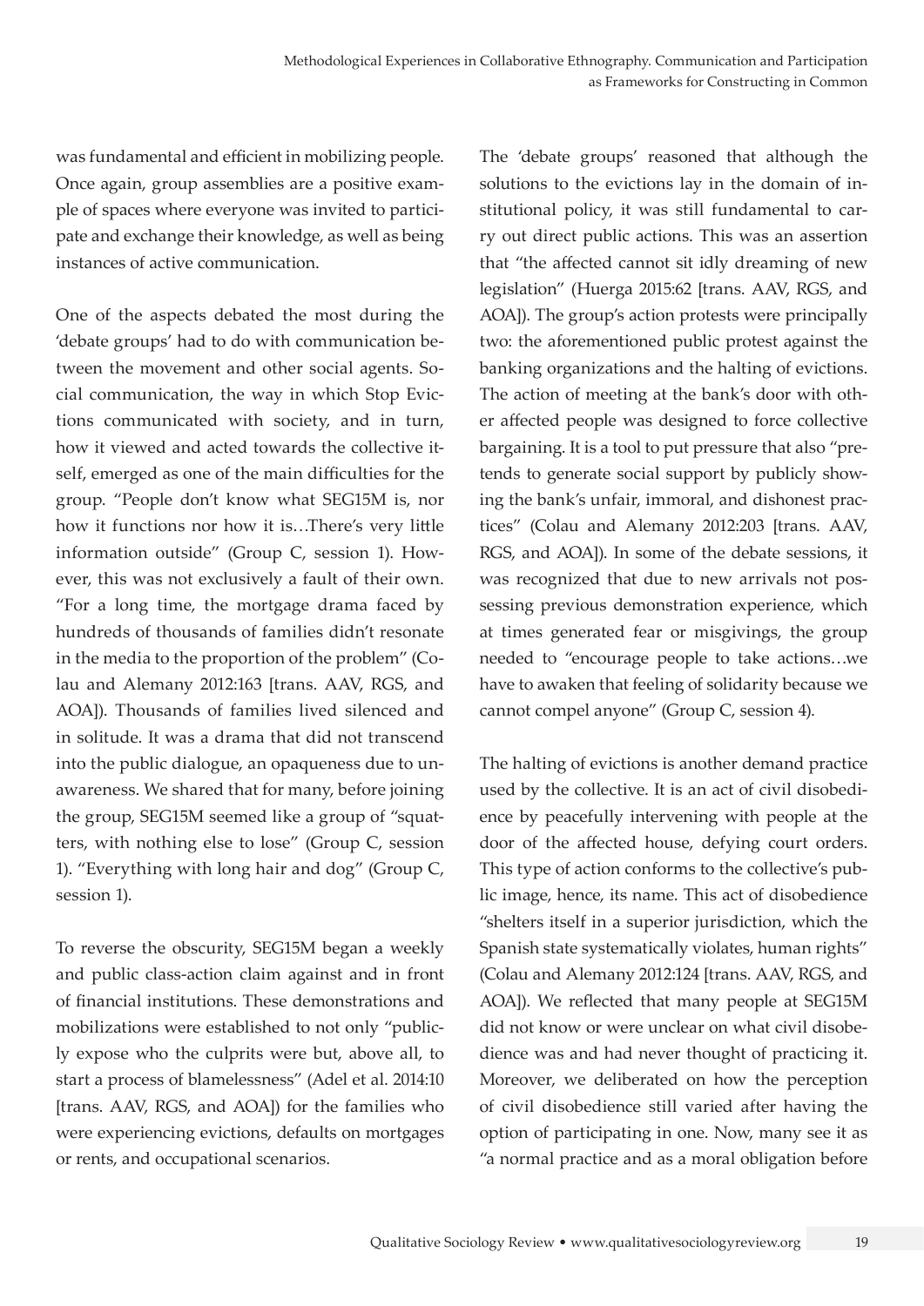was fundamental and efficient in mobilizing people. Once again, group assemblies are a positive example of spaces where everyone was invited to participate and exchange their knowledge, as well as being instances of active communication.

One of the aspects debated the most during the 'debate groups' had to do with communication between the movement and other social agents. Social communication, the way in which Stop Evictions communicated with society, and in turn, how it viewed and acted towards the collective itself, emerged as one of the main difficulties for the group. "People don't know what SEG15M is, nor how it functions nor how it is…There's very little information outside" (Group C, session 1). However, this was not exclusively a fault of their own. "For a long time, the mortgage drama faced by hundreds of thousands of families didn't resonate in the media to the proportion of the problem" (Colau and Alemany 2012:163 [trans. AAV, RGS, and AOA]). Thousands of families lived silenced and in solitude. It was a drama that did not transcend into the public dialogue, an opaqueness due to unawareness. We shared that for many, before joining the group, SEG15M seemed like a group of "squatters, with nothing else to lose" (Group C, session 1). "Everything with long hair and dog" (Group C, session 1).

To reverse the obscurity, SEG15M began a weekly and public class-action claim against and in front of financial institutions. These demonstrations and mobilizations were established to not only "publicly expose who the culprits were but, above all, to start a process of blamelessness" (Adel et al. 2014:10 [trans. AAV, RGS, and AOA]) for the families who were experiencing evictions, defaults on mortgages or rents, and occupational scenarios.

The 'debate groups' reasoned that although the solutions to the evictions lay in the domain of institutional policy, it was still fundamental to carry out direct public actions. This was an assertion that "the affected cannot sit idly dreaming of new legislation" (Huerga 2015:62 [trans. AAV, RGS, and AOA]). The group's action protests were principally two: the aforementioned public protest against the banking organizations and the halting of evictions. The action of meeting at the bank's door with other affected people was designed to force collective bargaining. It is a tool to put pressure that also "pretends to generate social support by publicly showing the bank's unfair, immoral, and dishonest practices" (Colau and Alemany 2012:203 [trans. AAV, RGS, and AOA]). In some of the debate sessions, it was recognized that due to new arrivals not possessing previous demonstration experience, which at times generated fear or misgivings, the group needed to "encourage people to take actions…we have to awaken that feeling of solidarity because we cannot compel anyone" (Group C, session 4).

The halting of evictions is another demand practice used by the collective. It is an act of civil disobedience by peacefully intervening with people at the door of the affected house, defying court orders. This type of action conforms to the collective's public image, hence, its name. This act of disobedience "shelters itself in a superior jurisdiction, which the Spanish state systematically violates, human rights" (Colau and Alemany 2012:124 [trans. AAV, RGS, and AOA]). We reflected that many people at SEG15M did not know or were unclear on what civil disobedience was and had never thought of practicing it. Moreover, we deliberated on how the perception of civil disobedience still varied after having the option of participating in one. Now, many see it as "a normal practice and as a moral obligation before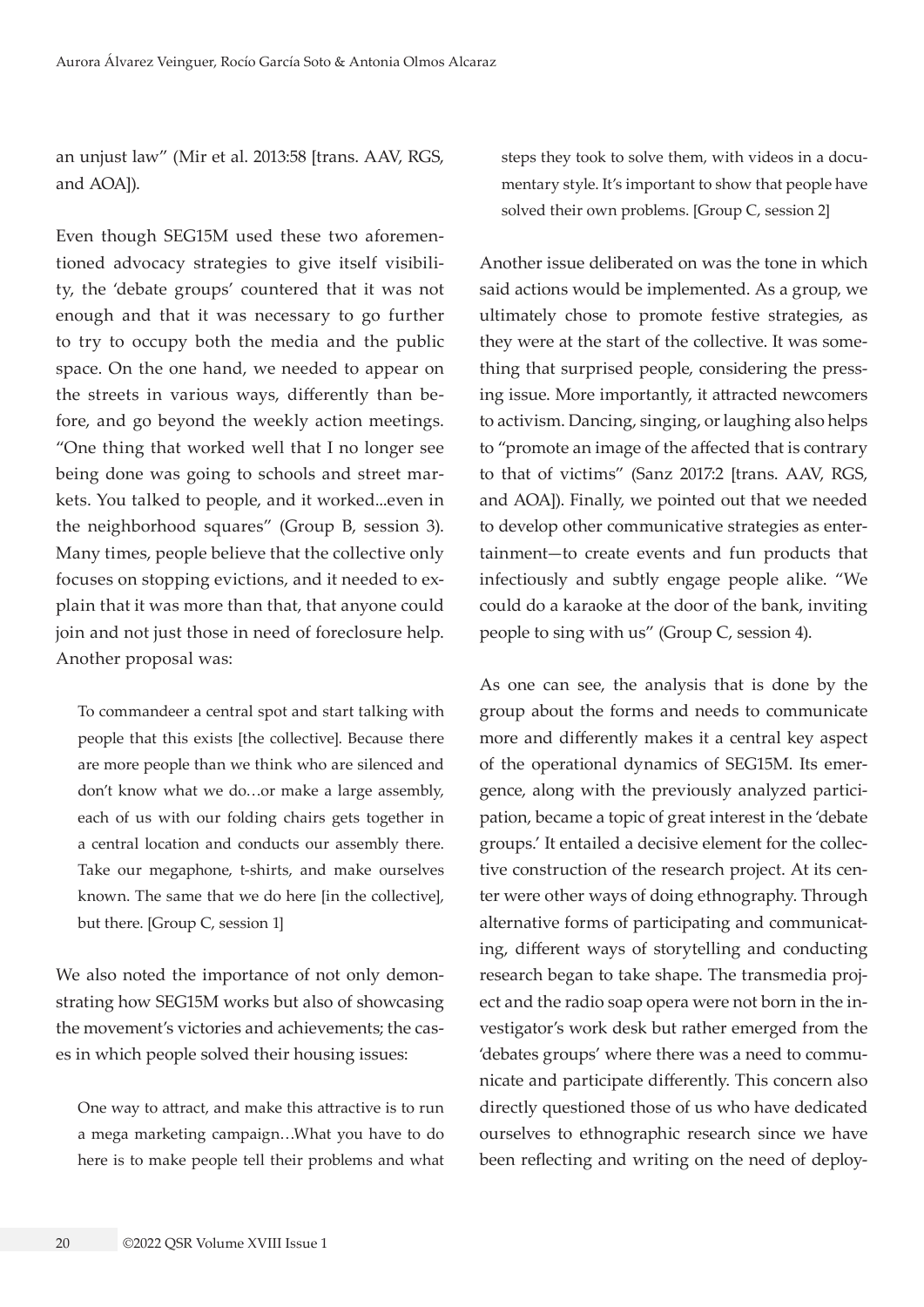an unjust law" (Mir et al. 2013:58 [trans. AAV, RGS, and AOA]).

Even though SEG15M used these two aforementioned advocacy strategies to give itself visibility, the 'debate groups' countered that it was not enough and that it was necessary to go further to try to occupy both the media and the public space. On the one hand, we needed to appear on the streets in various ways, differently than before, and go beyond the weekly action meetings. "One thing that worked well that I no longer see being done was going to schools and street markets. You talked to people, and it worked...even in the neighborhood squares" (Group B, session 3). Many times, people believe that the collective only focuses on stopping evictions, and it needed to explain that it was more than that, that anyone could join and not just those in need of foreclosure help. Another proposal was:

> To commandeer a central spot and start talking with people that this exists [the collective]. Because there are more people than we think who are silenced and don't know what we do…or make a large assembly, each of us with our folding chairs gets together in a central location and conducts our assembly there. Take our megaphone, t-shirts, and make ourselves known. The same that we do here [in the collective], but there. [Group C, session 1]

We also noted the importance of not only demonstrating how SEG15M works but also of showcasing the movement's victories and achievements; the cases in which people solved their housing issues:

> One way to attract, and make this attractive is to run a mega marketing campaign…What you have to do here is to make people tell their problems and what steps they took to solve them, with videos in a documentary style. It's important to show that people have solved their own problems. [Group C, session 2]

Another issue deliberated on was the tone in which said actions would be implemented. As a group, we ultimately chose to promote festive strategies, as they were at the start of the collective. It was something that surprised people, considering the pressing issue. More importantly, it attracted newcomers to activism. Dancing, singing, or laughing also helps to "promote an image of the affected that is contrary to that of victims" (Sanz 2017:2 [trans. AAV, RGS, and AOA]). Finally, we pointed out that we needed to develop other communicative strategies as entertainment—to create events and fun products that infectiously and subtly engage people alike. "We could do a karaoke at the door of the bank, inviting people to sing with us" (Group C, session 4).

As one can see, the analysis that is done by the group about the forms and needs to communicate more and differently makes it a central key aspect of the operational dynamics of SEG15M. Its emergence, along with the previously analyzed participation, became a topic of great interest in the 'debate groups.' It entailed a decisive element for the collective construction of the research project. At its center were other ways of doing ethnography. Through alternative forms of participating and communicating, different ways of storytelling and conducting research began to take shape. The transmedia project and the radio soap opera were not born in the investigator's work desk but rather emerged from the 'debates groups' where there was a need to communicate and participate differently. This concern also directly questioned those of us who have dedicated ourselves to ethnographic research since we have been reflecting and writing on the need of deploy-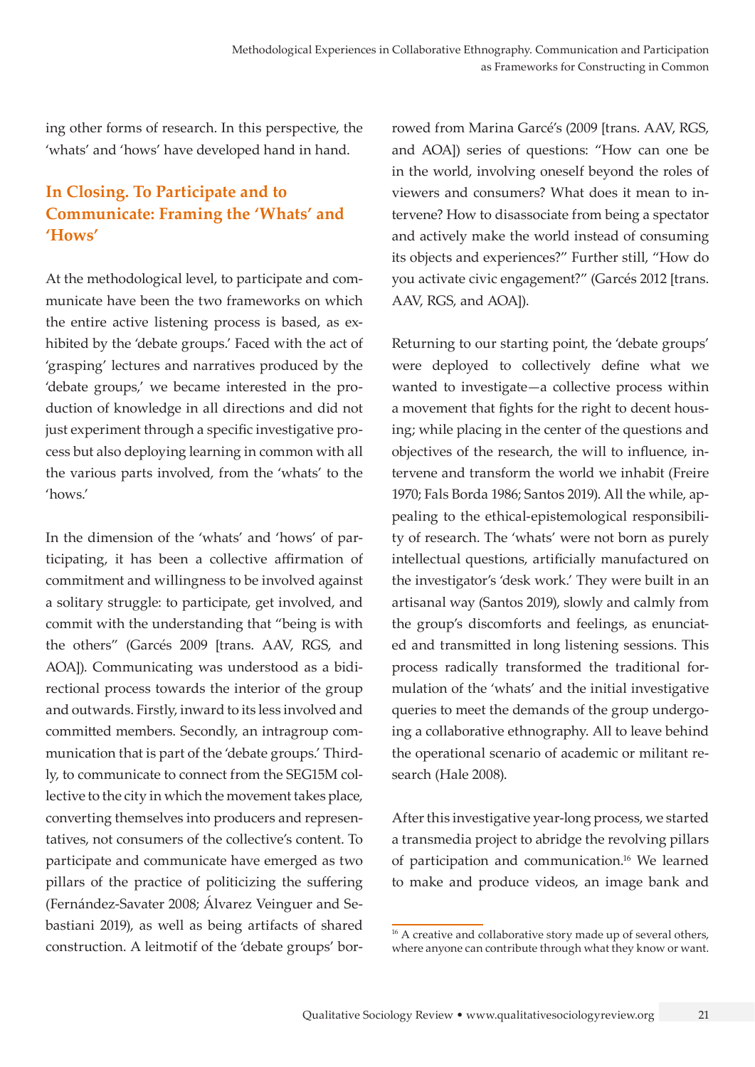ing other forms of research. In this perspective, the 'whats' and 'hows' have developed hand in hand.

## In Closing. To Participate and to Communicate: Framing the 'Whats' and 'Hows'

At the methodological level, to participate and communicate have been the two frameworks on which the entire active listening process is based, as exhibited by the 'debate groups.' Faced with the act of 'grasping' lectures and narratives produced by the 'debate groups,' we became interested in the production of knowledge in all directions and did not just experiment through a specific investigative process but also deploying learning in common with all the various parts involved, from the 'whats' to the 'hows.'

In the dimension of the 'whats' and 'hows' of participating, it has been a collective affirmation of commitment and willingness to be involved against a solitary struggle: to participate, get involved, and commit with the understanding that "being is with the others" (Garcés 2009 [trans. AAV, RGS, and AOA]). Communicating was understood as a bidirectional process towards the interior of the group and outwards. Firstly, inward to its less involved and committed members. Secondly, an intragroup communication that is part of the 'debate groups.' Thirdly, to communicate to connect from the SEG15M collective to the city in which the movement takes place, converting themselves into producers and representatives, not consumers of the collective's content. To participate and communicate have emerged as two pillars of the practice of politicizing the suffering (Fernández-Savater 2008; Álvarez Veinguer and Sebastiani 2019), as well as being artifacts of shared construction. A leitmotif of the 'debate groups' borrowed from Marina Garcé's (2009 [trans. AAV, RGS, and AOA]) series of questions: "How can one be in the world, involving oneself beyond the roles of viewers and consumers? What does it mean to intervene? How to disassociate from being a spectator and actively make the world instead of consuming its objects and experiences?" Further still, "How do you activate civic engagement?" (Garcés 2012 [trans. AAV, RGS, and AOA]).

Returning to our starting point, the 'debate groups' were deployed to collectively define what we wanted to investigate—a collective process within a movement that fights for the right to decent housing; while placing in the center of the questions and objectives of the research, the will to influence, intervene and transform the world we inhabit (Freire 1970; Fals Borda 1986; Santos 2019). All the while, appealing to the ethical-epistemological responsibility of research. The 'whats' were not born as purely intellectual questions, artificially manufactured on the investigator's 'desk work.' They were built in an artisanal way (Santos 2019), slowly and calmly from the group's discomforts and feelings, as enunciated and transmitted in long listening sessions. This process radically transformed the traditional formulation of the 'whats' and the initial investigative queries to meet the demands of the group undergoing a collaborative ethnography. All to leave behind the operational scenario of academic or militant research (Hale 2008).

After this investigative year-long process, we started a transmedia project to abridge the revolving pillars of participation and communication.[16] We learned to make and produce videos, an image bank and

[16] A creative and collaborative story made up of several others, where anyone can contribute through what they know or want.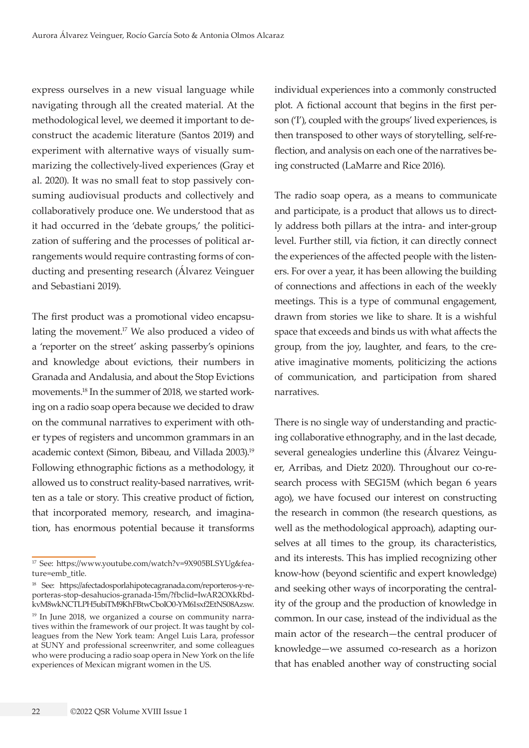express ourselves in a new visual language while navigating through all the created material. At the methodological level, we deemed it important to deconstruct the academic literature (Santos 2019) and experiment with alternative ways of visually summarizing the collectively-lived experiences (Gray et al. 2020). It was no small feat to stop passively consuming audiovisual products and collectively and collaboratively produce one. We understood that as it had occurred in the 'debate groups,' the politicization of suffering and the processes of political arrangements would require contrasting forms of conducting and presenting research (Álvarez Veinguer and Sebastiani 2019).

The first product was a promotional video encapsulating the movement.[17] We also produced a video of a 'reporter on the street' asking passerby's opinions and knowledge about evictions, their numbers in Granada and Andalusia, and about the Stop Evictions movements.[18] In the summer of 2018, we started working on a radio soap opera because we decided to draw on the communal narratives to experiment with other types of registers and uncommon grammars in an academic context (Simon, Bibeau, and Villada 2003).[19] Following ethnographic fictions as a methodology, it allowed us to construct reality-based narratives, written as a tale or story. This creative product of fiction, that incorporated memory, research, and imagination, has enormous potential because it transforms individual experiences into a commonly constructed plot. A fictional account that begins in the first person ('I'), coupled with the groups' lived experiences, is then transposed to other ways of storytelling, self-reflection, and analysis on each one of the narratives being constructed (LaMarre and Rice 2016).

The radio soap opera, as a means to communicate and participate, is a product that allows us to directly address both pillars at the intra- and inter-group level. Further still, via fiction, it can directly connect the experiences of the affected people with the listeners. For over a year, it has been allowing the building of connections and affections in each of the weekly meetings. This is a type of communal engagement, drawn from stories we like to share. It is a wishful space that exceeds and binds us with what affects the group, from the joy, laughter, and fears, to the creative imaginative moments, politicizing the actions of communication, and participation from shared narratives.

There is no single way of understanding and practicing collaborative ethnography, and in the last decade, several genealogies underline this (Álvarez Veinguer, Arribas, and Dietz 2020). Throughout our co-research process with SEG15M (which began 6 years ago), we have focused our interest on constructing the research in common (the research questions, as well as the methodological approach), adapting ourselves at all times to the group, its characteristics, and its interests. This has implied recognizing other know-how (beyond scientific and expert knowledge) and seeking other ways of incorporating the centrality of the group and the production of knowledge in common. In our case, instead of the individual as the main actor of the research—the central producer of knowledge—we assumed co-research as a horizon that has enabled another way of constructing social

---

[17] See: https://www.youtube.com/watch?v=9X905BLSYUg&feature=emb_title.

[18] See: https://afectadosporlahipotecagranada.com/reporteros-y-reporteras-stop-desahucios-granada-15m/?fbclid=IwAR2OXkRbdkvM8wkNCTLPH5ubiTM9KhFBtwCboIO0-YM61sxf2EtNS08Azsw.

[19] In June 2018, we organized a course on community narratives within the framework of our project. It was taught by colleagues from the New York team: Angel Luis Lara, professor at SUNY and professional screenwriter, and some colleagues who were producing a radio soap opera in New York on the life experiences of Mexican migrant women in the US.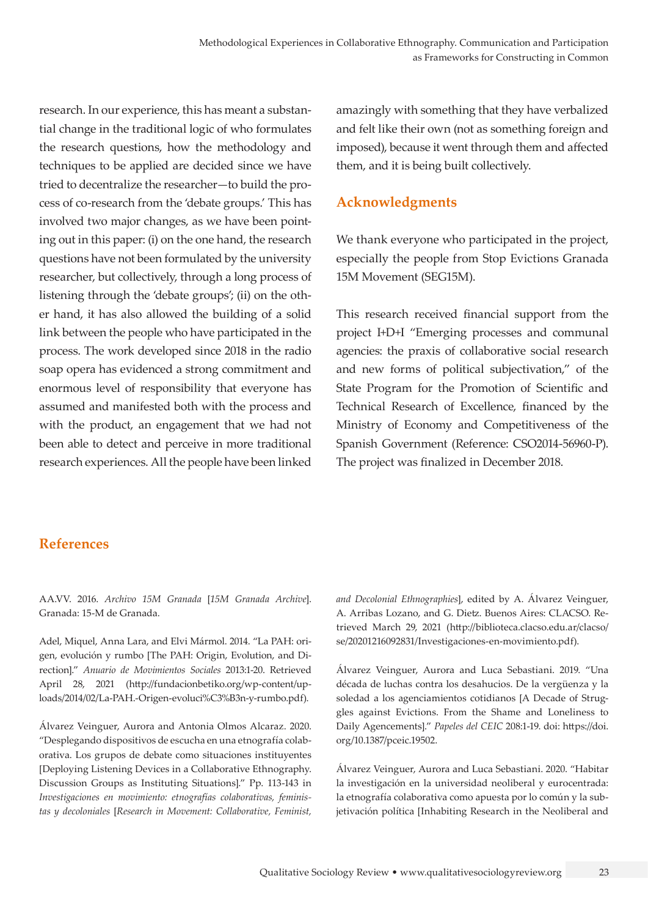research. In our experience, this has meant a substantial change in the traditional logic of who formulates the research questions, how the methodology and techniques to be applied are decided since we have tried to decentralize the researcher—to build the process of co-research from the 'debate groups.' This has involved two major changes, as we have been pointing out in this paper: (i) on the one hand, the research questions have not been formulated by the university researcher, but collectively, through a long process of listening through the 'debate groups'; (ii) on the other hand, it has also allowed the building of a solid link between the people who have participated in the process. The work developed since 2018 in the radio soap opera has evidenced a strong commitment and enormous level of responsibility that everyone has assumed and manifested both with the process and with the product, an engagement that we had not been able to detect and perceive in more traditional research experiences. All the people have been linked amazingly with something that they have verbalized and felt like their own (not as something foreign and imposed), because it went through them and affected them, and it is being built collectively.

## Acknowledgments

We thank everyone who participated in the project, especially the people from Stop Evictions Granada 15M Movement (SEG15M).

This research received financial support from the project I+D+I "Emerging processes and communal agencies: the praxis of collaborative social research and new forms of political subjectivation," of the State Program for the Promotion of Scientific and Technical Research of Excellence, financed by the Ministry of Economy and Competitiveness of the Spanish Government (Reference: CSO2014-56960-P). The project was finalized in December 2018.

## References

AA.VV. 2016. *Archivo 15M Granada* [*15M Granada Archive*]. Granada: 15-M de Granada.

Adel, Miquel, Anna Lara, and Elvi Mármol. 2014. "La PAH: origen, evolución y rumbo [The PAH: Origin, Evolution, and Direction]." *Anuario de Movimientos Sociales* 2013:1-20. Retrieved April 28, 2021 (http://fundacionbetiko.org/wp-content/uploads/2014/02/La-PAH.-Origen-evoluci%C3%B3n-y-rumbo.pdf).

Álvarez Veinguer, Aurora and Antonia Olmos Alcaraz. 2020. "Desplegando dispositivos de escucha en una etnografía colaborativa. Los grupos de debate como situaciones instituyentes [Deploying Listening Devices in a Collaborative Ethnography. Discussion Groups as Instituting Situations]." Pp. 113-143 in *Investigaciones en movimiento: etnografías colaborativas, feministas y decoloniales* [*Research in Movement: Collaborative, Feminist, and Decolonial Ethnographies*], edited by A. Álvarez Veinguer, A. Arribas Lozano, and G. Dietz. Buenos Aires: CLACSO. Retrieved March 29, 2021 (http://biblioteca.clacso.edu.ar/clacso/se/20201216092831/Investigaciones-en-movimiento.pdf).

Álvarez Veinguer, Aurora and Luca Sebastiani. 2019. "Una década de luchas contra los desahucios. De la vergüenza y la soledad a los agenciamientos cotidianos [A Decade of Struggles against Evictions. From the Shame and Loneliness to Daily Agencements]." *Papeles del CEIC* 208:1-19. doi: https://doi.org/10.1387/pceic.19502.

Álvarez Veinguer, Aurora and Luca Sebastiani. 2020. "Habitar la investigación en la universidad neoliberal y eurocentrada: la etnografía colaborativa como apuesta por lo común y la subjetivación política [Inhabiting Research in the Neoliberal and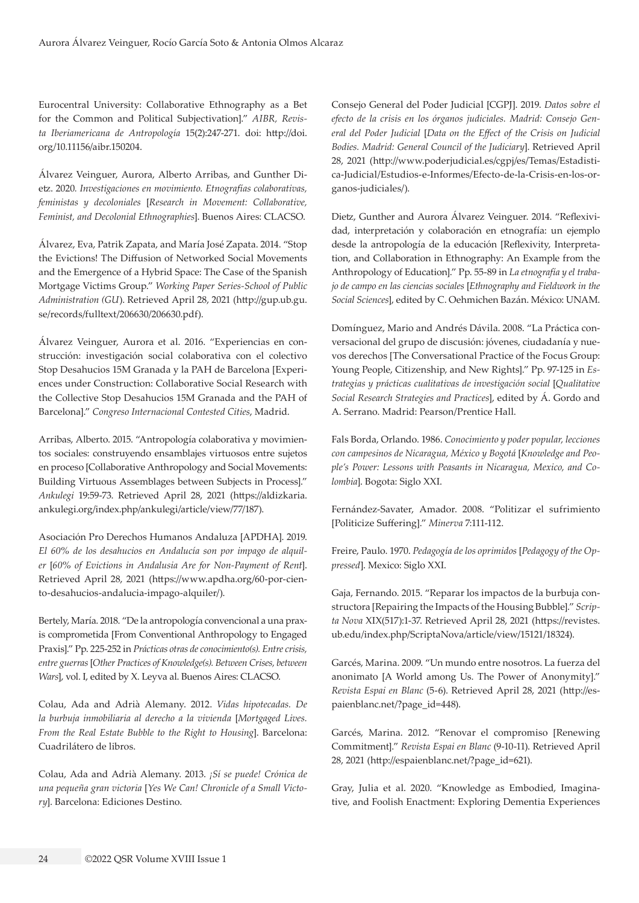Eurocentral University: Collaborative Ethnography as a Bet for the Common and Political Subjectivation]." *AIBR, Revista Iberiamericana de Antropología* 15(2):247-271. doi: http://doi.org/10.11156/aibr.150204.

Álvarez Veinguer, Aurora, Alberto Arribas, and Gunther Dietz. 2020. *Investigaciones en movimiento. Etnografías colaborativas, feministas y decoloniales* [*Research in Movement: Collaborative, Feminist, and Decolonial Ethnographies*]. Buenos Aires: CLACSO.

Álvarez, Eva, Patrik Zapata, and María José Zapata. 2014. "Stop the Evictions! The Diffusion of Networked Social Movements and the Emergence of a Hybrid Space: The Case of the Spanish Mortgage Victims Group." *Working Paper Series-School of Public Administration (GU)*. Retrieved April 28, 2021 (http://gup.ub.gu.se/records/fulltext/206630/206630.pdf).

Álvarez Veinguer, Aurora et al. 2016. "Experiencias en construcción: investigación social colaborativa con el colectivo Stop Desahucios 15M Granada y la PAH de Barcelona [Experiences under Construction: Collaborative Social Research with the Collective Stop Desahucios 15M Granada and the PAH of Barcelona]." *Congreso Internacional Contested Cities*, Madrid.

Arribas, Alberto. 2015. "Antropología colaborativa y movimientos sociales: construyendo ensamblajes virtuosos entre sujetos en proceso [Collaborative Anthropology and Social Movements: Building Virtuous Assemblages between Subjects in Process]." *Ankulegi* 19:59-73. Retrieved April 28, 2021 (https://aldizkaria.ankulegi.org/index.php/ankulegi/article/view/77/187).

Asociación Pro Derechos Humanos Andaluza [APDHA]. 2019. *El 60% de los desahucios en Andalucía son por impago de alquiler* [*60% of Evictions in Andalusia Are for Non-Payment of Rent*]. Retrieved April 28, 2021 (https://www.apdha.org/60-por-ciento-desahucios-andalucia-impago-alquiler/).

Bertely, María. 2018. "De la antropología convencional a una praxis comprometida [From Conventional Anthropology to Engaged Praxis]." Pp. 225-252 in *Prácticas otras de conocimiento(s). Entre crisis, entre guerras* [*Other Practices of Knowledge(s). Between Crises, between Wars*], vol. I, edited by X. Leyva al. Buenos Aires: CLACSO.

Colau, Ada and Adrià Alemany. 2012. *Vidas hipotecadas. De la burbuja inmobiliaria al derecho a la vivienda* [*Mortgaged Lives. From the Real Estate Bubble to the Right to Housing*]. Barcelona: Cuadrilátero de libros.

Colau, Ada and Adrià Alemany. 2013. *¡Sí se puede! Crónica de una pequeña gran victoria* [*Yes We Can! Chronicle of a Small Victory*]. Barcelona: Ediciones Destino.

Consejo General del Poder Judicial [CGPJ]. 2019. *Datos sobre el efecto de la crisis en los órganos judiciales. Madrid: Consejo General del Poder Judicial* [*Data on the Effect of the Crisis on Judicial Bodies. Madrid: General Council of the Judiciary*]. Retrieved April 28, 2021 (http://www.poderjudicial.es/cgpj/es/Temas/Estadistica-Judicial/Estudios-e-Informes/Efecto-de-la-Crisis-en-los-organos-judiciales/).

Dietz, Gunther and Aurora Álvarez Veinguer. 2014. "Reflexividad, interpretación y colaboración en etnografía: un ejemplo desde la antropología de la educación [Reflexivity, Interpretation, and Collaboration in Ethnography: An Example from the Anthropology of Education]." Pp. 55-89 in *La etnografía y el trabajo de campo en las ciencias sociales* [*Ethnography and Fieldwork in the Social Sciences*], edited by C. Oehmichen Bazán. México: UNAM.

Domínguez, Mario and Andrés Dávila. 2008. "La Práctica conversacional del grupo de discusión: jóvenes, ciudadanía y nuevos derechos [The Conversational Practice of the Focus Group: Young People, Citizenship, and New Rights]." Pp. 97-125 in *Estrategias y prácticas cualitativas de investigación social* [*Qualitative Social Research Strategies and Practices*], edited by Á. Gordo and A. Serrano. Madrid: Pearson/Prentice Hall.

Fals Borda, Orlando. 1986. *Conocimiento y poder popular, lecciones con campesinos de Nicaragua, México y Bogotá* [*Knowledge and People's Power: Lessons with Peasants in Nicaragua, Mexico, and Colombia*]. Bogota: Siglo XXI.

Fernández-Savater, Amador. 2008. "Politizar el sufrimiento [Politicize Suffering]." *Minerva* 7:111-112.

Freire, Paulo. 1970. *Pedagogía de los oprimidos* [*Pedagogy of the Oppressed*]. Mexico: Siglo XXI.

Gaja, Fernando. 2015. "Reparar los impactos de la burbuja constructora [Repairing the Impacts of the Housing Bubble]." *Scripta Nova* XIX(517):1-37. Retrieved April 28, 2021 (https://revistes.ub.edu/index.php/ScriptaNova/article/view/15121/18324).

Garcés, Marina. 2009. "Un mundo entre nosotros. La fuerza del anonimato [A World among Us. The Power of Anonymity]." *Revista Espai en Blanc* (5-6). Retrieved April 28, 2021 (http://espaienblanc.net/?page_id=448).

Garcés, Marina. 2012. "Renovar el compromiso [Renewing Commitment]." *Revista Espai en Blanc* (9-10-11). Retrieved April 28, 2021 (http://espaienblanc.net/?page_id=621).

Gray, Julia et al. 2020. "Knowledge as Embodied, Imaginative, and Foolish Enactment: Exploring Dementia Experiences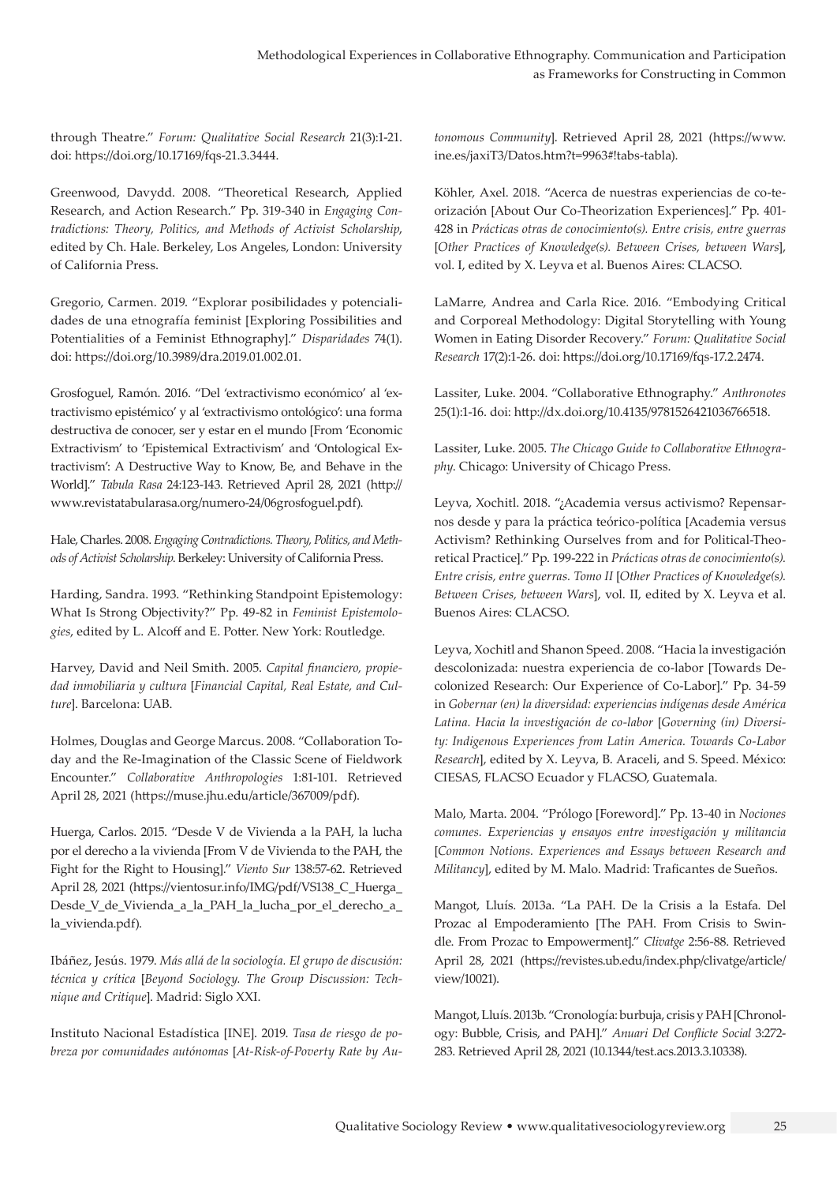through Theatre." *Forum: Qualitative Social Research* 21(3):1-21. doi: https://doi.org/10.17169/fqs-21.3.3444.

Greenwood, Davydd. 2008. "Theoretical Research, Applied Research, and Action Research." Pp. 319-340 in *Engaging Contradictions: Theory, Politics, and Methods of Activist Scholarship*, edited by Ch. Hale. Berkeley, Los Angeles, London: University of California Press.

Gregorio, Carmen. 2019. "Explorar posibilidades y potencialidades de una etnografía feminist [Exploring Possibilities and Potentialities of a Feminist Ethnography]." *Disparidades* 74(1). doi: https://doi.org/10.3989/dra.2019.01.002.01.

Grosfoguel, Ramón. 2016. "Del 'extractivismo económico' al 'extractivismo epistémico' y al 'extractivismo ontológico': una forma destructiva de conocer, ser y estar en el mundo [From 'Economic Extractivism' to 'Epistemical Extractivism' and 'Ontological Extractivism': A Destructive Way to Know, Be, and Behave in the World]." *Tabula Rasa* 24:123-143. Retrieved April 28, 2021 (http://www.revistatabularasa.org/numero-24/06grosfoguel.pdf).

Hale, Charles. 2008. *Engaging Contradictions. Theory, Politics, and Methods of Activist Scholarship*. Berkeley: University of California Press.

Harding, Sandra. 1993. "Rethinking Standpoint Epistemology: What Is Strong Objectivity?" Pp. 49-82 in *Feminist Epistemologies*, edited by L. Alcoff and E. Potter. New York: Routledge.

Harvey, David and Neil Smith. 2005. *Capital financiero, propiedad inmobiliaria y cultura* [*Financial Capital, Real Estate, and Culture*]. Barcelona: UAB.

Holmes, Douglas and George Marcus. 2008. "Collaboration Today and the Re-Imagination of the Classic Scene of Fieldwork Encounter." *Collaborative Anthropologies* 1:81-101. Retrieved April 28, 2021 (https://muse.jhu.edu/article/367009/pdf).

Huerga, Carlos. 2015. "Desde V de Vivienda a la PAH, la lucha por el derecho a la vivienda [From V de Vivienda to the PAH, the Fight for the Right to Housing]." *Viento Sur* 138:57-62. Retrieved April 28, 2021 (https://vientosur.info/IMG/pdf/VS138_C_Huerga_Desde_V_de_Vivienda_a_la_PAH_la_lucha_por_el_derecho_a_la_vivienda.pdf).

Ibáñez, Jesús. 1979. *Más allá de la sociología. El grupo de discusión: técnica y crítica* [*Beyond Sociology. The Group Discussion: Technique and Critique*]. Madrid: Siglo XXI.

Instituto Nacional Estadística [INE]. 2019. *Tasa de riesgo de pobreza por comunidades autónomas* [*At-Risk-of-Poverty Rate by Autonomous Community*]. Retrieved April 28, 2021 (https://www.ine.es/jaxiT3/Datos.htm?t=9963#!tabs-tabla).

Köhler, Axel. 2018. "Acerca de nuestras experiencias de co-teorización [About Our Co-Theorization Experiences]." Pp. 401-428 in *Prácticas otras de conocimiento(s). Entre crisis, entre guerras* [*Other Practices of Knowledge(s). Between Crises, between Wars*], vol. I, edited by X. Leyva et al. Buenos Aires: CLACSO.

LaMarre, Andrea and Carla Rice. 2016. "Embodying Critical and Corporeal Methodology: Digital Storytelling with Young Women in Eating Disorder Recovery." *Forum: Qualitative Social Research* 17(2):1-26. doi: https://doi.org/10.17169/fqs-17.2.2474.

Lassiter, Luke. 2004. "Collaborative Ethnography." *Anthronotes* 25(1):1-16. doi: http://dx.doi.org/10.4135/9781526421036766518.

Lassiter, Luke. 2005. *The Chicago Guide to Collaborative Ethnography*. Chicago: University of Chicago Press.

Leyva, Xochitl. 2018. "¿Academia versus activismo? Repensarnos desde y para la práctica teórico-política [Academia versus Activism? Rethinking Ourselves from and for Political-Theoretical Practice]." Pp. 199-222 in *Prácticas otras de conocimiento(s). Entre crisis, entre guerras. Tomo II* [*Other Practices of Knowledge(s). Between Crises, between Wars*], vol. II, edited by X. Leyva et al. Buenos Aires: CLACSO.

Leyva, Xochitl and Shanon Speed. 2008. "Hacia la investigación descolonizada: nuestra experiencia de co-labor [Towards Decolonized Research: Our Experience of Co-Labor]." Pp. 34-59 in *Gobernar (en) la diversidad: experiencias indígenas desde América Latina. Hacia la investigación de co-labor* [*Governing (in) Diversity: Indigenous Experiences from Latin America. Towards Co-Labor Research*], edited by X. Leyva, B. Araceli, and S. Speed. México: CIESAS, FLACSO Ecuador y FLACSO, Guatemala.

Malo, Marta. 2004. "Prólogo [Foreword]." Pp. 13-40 in *Nociones comunes. Experiencias y ensayos entre investigación y militancia* [*Common Notions. Experiences and Essays between Research and Militancy*], edited by M. Malo. Madrid: Traficantes de Sueños.

Mangot, Lluís. 2013a. "La PAH. De la Crisis a la Estafa. Del Prozac al Empoderamiento [The PAH. From Crisis to Swindle. From Prozac to Empowerment]." *Clivatge* 2:56-88. Retrieved April 28, 2021 (https://revistes.ub.edu/index.php/clivatge/article/view/10021).

Mangot, Lluís. 2013b. "Cronología: burbuja, crisis y PAH [Chronology: Bubble, Crisis, and PAH]." *Anuari Del Conflicte Social* 3:272-283. Retrieved April 28, 2021 (10.1344/test.acs.2013.3.10338).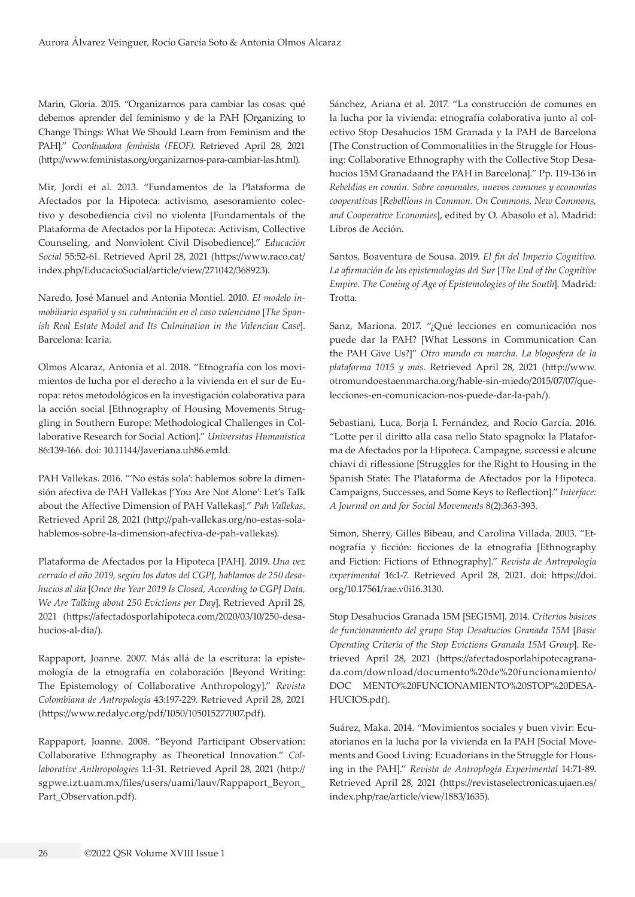Marin, Gloria. 2015. "Organizarnos para cambiar las cosas: qué debemos aprender del feminismo y de la PAH [Organizing to Change Things: What We Should Learn from Feminism and the PAH]." *Coordinadora feminista (FEOF).* Retrieved April 28, 2021 (http://www.feministas.org/organizarnos-para-cambiar-las.html).

Mir, Jordi et al. 2013. "Fundamentos de la Plataforma de Afectados por la Hipoteca: activismo, asesoramiento colectivo y desobediencia civil no violenta [Fundamentals of the Plataforma de Afectados por la Hipoteca: Activism, Collective Counseling, and Nonviolent Civil Disobedience]." *Educación Social* 55:52-61. Retrieved April 28, 2021 (https://www.raco.cat/index.php/EducacioSocial/article/view/271042/368923).

Naredo, José Manuel and Antonia Montiel. 2010. *El modelo inmobiliario español y su culminación en el caso valenciano* [*The Spanish Real Estate Model and Its Culmination in the Valencian Case*]. Barcelona: Icaria.

Olmos Alcaraz, Antonia et al. 2018. "Etnografía con los movimientos de lucha por el derecho a la vivienda en el sur de Europa: retos metodológicos en la investigación colaborativa para la acción social [Ethnography of Housing Movements Struggling in Southern Europe: Methodological Challenges in Collaborative Research for Social Action]." *Universitas Humanística* 86:139-166. doi: 10.11144/Javeriana.uh86.emld.

PAH Vallekas. 2016. "'No estás sola': hablemos sobre la dimensión afectiva de PAH Vallekas ['You Are Not Alone': Let's Talk about the Affective Dimension of PAH Vallekas]." *Pah Vallekas*. Retrieved April 28, 2021 (http://pah-vallekas.org/no-estas-sola-hablemos-sobre-la-dimension-afectiva-de-pah-vallekas).

Plataforma de Afectados por la Hipoteca [PAH]. 2019. *Una vez cerrado el año 2019, según los datos del CGPJ, hablamos de 250 desahucios al día* [*Once the Year 2019 Is Closed, According to CGPJ Data, We Are Talking about 250 Evictions per Day*]. Retrieved April 28, 2021 (https://afectadosporlahipoteca.com/2020/03/10/250-desahucios-al-dia/).

Rappaport, Joanne. 2007. Más allá de la escritura: la epistemología de la etnografía en colaboración [Beyond Writing: The Epistemology of Collaborative Anthropology]." *Revista Colombiana de Antropología* 43:197-229. Retrieved April 28, 2021 (https://www.redalyc.org/pdf/1050/105015277007.pdf).

Rappaport, Joanne. 2008. "Beyond Participant Observation: Collaborative Ethnography as Theoretical Innovation." *Collaborative Anthropologies* 1:1-31. Retrieved April 28, 2021 (http://sgpwe.izt.uam.mx/files/users/uami/lauv/Rappaport_Beyon_Part_Observation.pdf).

Sánchez, Ariana et al. 2017. "La construcción de comunes en la lucha por la vivienda: etnografía colaborativa junto al colectivo Stop Desahucios 15M Granada y la PAH de Barcelona [The Construction of Commonalities in the Struggle for Housing: Collaborative Ethnography with the Collective Stop Desahucios 15M Granadaand the PAH in Barcelona]." Pp. 119-136 in *Rebeldías en común. Sobre comunales, nuevos comunes y economías cooperativas* [*Rebellions in Common. On Commons, New Commons, and Cooperative Economies*], edited by O. Abasolo et al. Madrid: Libros de Acción.

Santos, Boaventura de Sousa. 2019. *El fin del Imperio Cognitivo. La afirmación de las epistemologías del Sur* [*The End of the Cognitive Empire. The Coming of Age of Epistemologies of the South*]. Madrid: Trotta.

Sanz, Mariona. 2017. "¿Qué lecciones en comunicación nos puede dar la PAH? [What Lessons in Communication Can the PAH Give Us?]" *Otro mundo en marcha. La blogosfera de la plataforma 1015 y más*. Retrieved April 28, 2021 (http://www.otromundoestaenmarcha.org/hable-sin-miedo/2015/07/07/que-lecciones-en-comunicacion-nos-puede-dar-la-pah/).

Sebastiani, Luca, Borja I. Fernández, and Rocío García. 2016. "Lotte per il diritto alla casa nello Stato spagnolo: la Plataforma de Afectados por la Hipoteca. Campagne, successi e alcune chiavi di riflessione [Struggles for the Right to Housing in the Spanish State: The Plataforma de Afectados por la Hipoteca. Campaigns, Successes, and Some Keys to Reflection]." *Interface: A Journal on and for Social Movements* 8(2):363-393.

Simon, Sherry, Gilles Bibeau, and Carolina Villada. 2003. "Etnografía y ficción: ficciones de la etnografía [Ethnography and Fiction: Fictions of Ethnography]." *Revista de Antropología experimental* 16:1-7. Retrieved April 28, 2021. doi: https://doi.org/10.17561/rae.v0i16.3130.

Stop Desahucios Granada 15M [SEG15M]. 2014. *Criterios básicos de funcionamiento del grupo Stop Desahucios Granada 15M* [*Basic Operating Criteria of the Stop Evictions Granada 15M Group*]. Retrieved April 28, 2021 (https://afectadosporlahipotecagranada.com/download/documento%20de%20funcionamiento/DOC MENTO%20FUNCIONAMIENTO%20STOP%20DESAHUCIOS.pdf).

Suárez, Maka. 2014. "Movimientos sociales y buen vivir: Ecuatorianos en la lucha por la vivienda en la PAH [Social Movements and Good Living: Ecuadorians in the Struggle for Housing in the PAH]." *Revista de Antroplogía Experimental* 14:71-89. Retrieved April 28, 2021 (https://revistaselectronicas.ujaen.es/index.php/rae/article/view/1883/1635).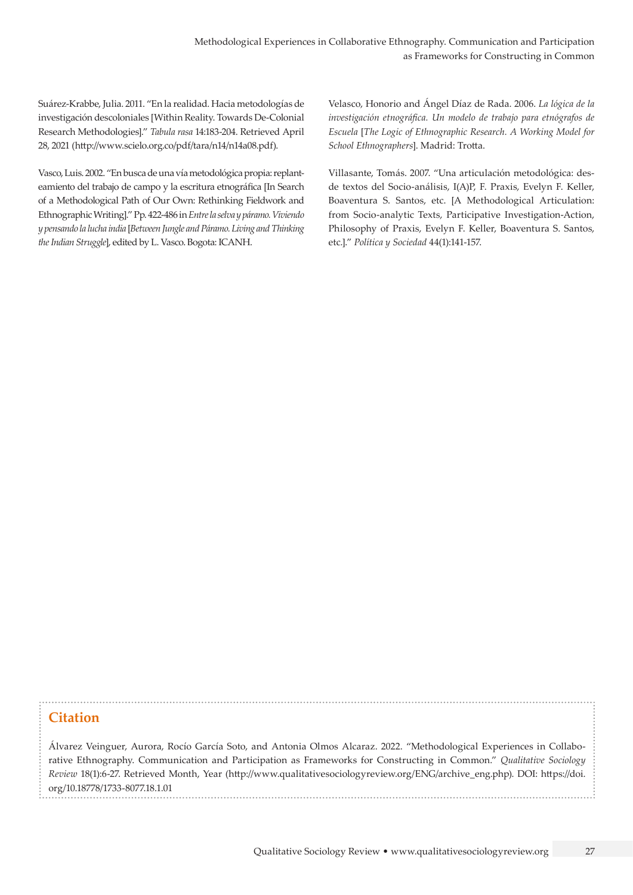Suárez-Krabbe, Julia. 2011. "En la realidad. Hacia metodologías de investigación descoloniales [Within Reality. Towards De-Colonial Research Methodologies]." *Tabula rasa* 14:183-204. Retrieved April 28, 2021 (http://www.scielo.org.co/pdf/tara/n14/n14a08.pdf).

Vasco, Luis. 2002. "En busca de una vía metodológica propia: replanteamiento del trabajo de campo y la escritura etnográfica [In Search of a Methodological Path of Our Own: Rethinking Fieldwork and Ethnographic Writing]." Pp. 422-486 in *Entre la selva y páramo. Viviendo y pensando la lucha india* [*Between Jungle and Páramo. Living and Thinking the Indian Struggle*], edited by L. Vasco. Bogota: ICANH.

Velasco, Honorio and Ángel Díaz de Rada. 2006. *La lógica de la investigación etnográfica. Un modelo de trabajo para etnógrafos de Escuela* [*The Logic of Ethnographic Research. A Working Model for School Ethnographers*]. Madrid: Trotta.

Villasante, Tomás. 2007. "Una articulación metodológica: desde textos del Socio-análisis, I(A)P, F. Praxis, Evelyn F. Keller, Boaventura S. Santos, etc. [A Methodological Articulation: from Socio-analytic Texts, Participative Investigation-Action, Philosophy of Praxis, Evelyn F. Keller, Boaventura S. Santos, etc.]." *Política y Sociedad* 44(1):141-157.

## Citation

Álvarez Veinguer, Aurora, Rocío García Soto, and Antonia Olmos Alcaraz. 2022. "Methodological Experiences in Collaborative Ethnography. Communication and Participation as Frameworks for Constructing in Common." *Qualitative Sociology Review* 18(1):6-27. Retrieved Month, Year (http://www.qualitativesociologyreview.org/ENG/archive_eng.php). DOI: https://doi.org/10.18778/1733-8077.18.1.01